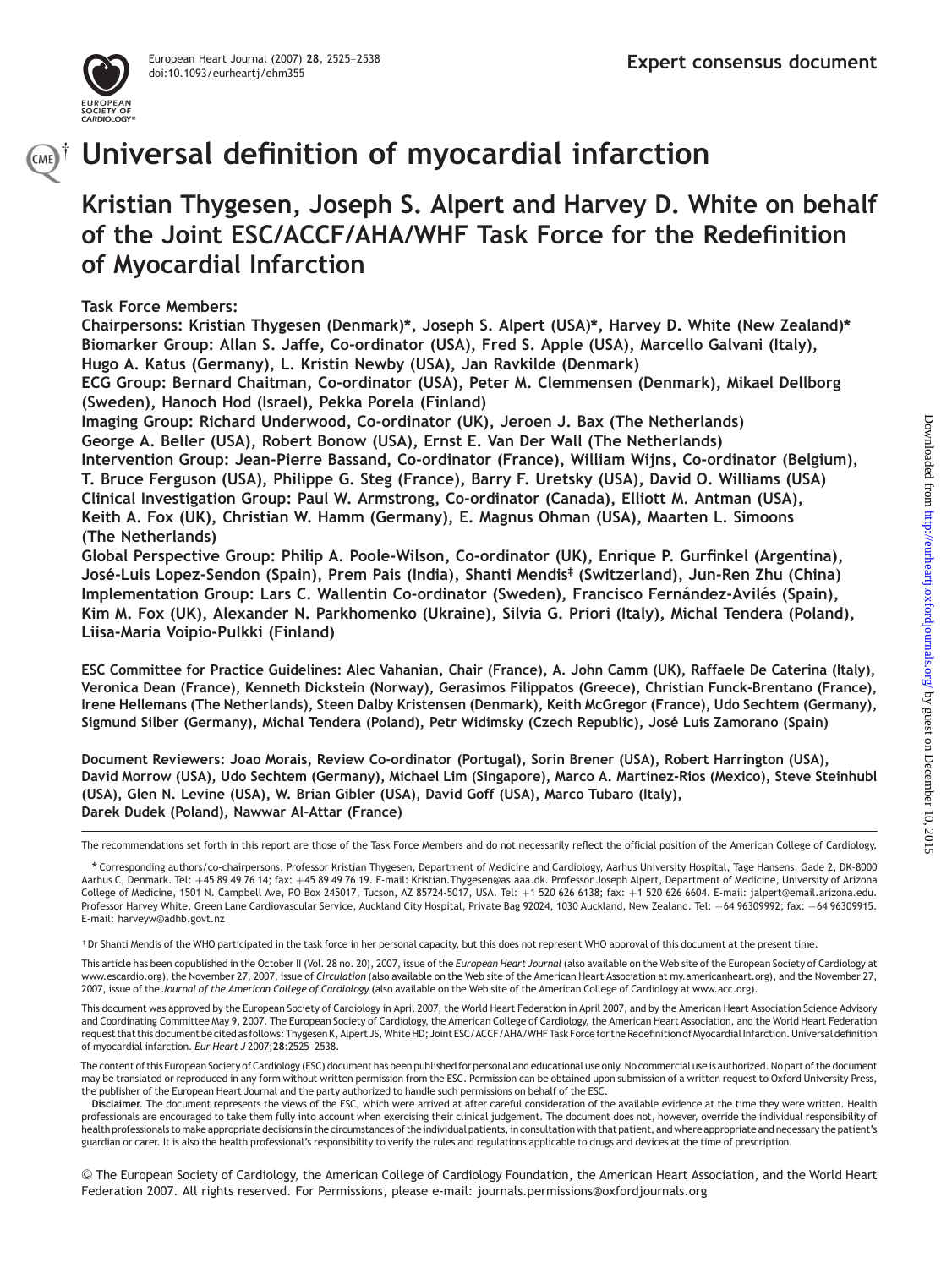Expert consensus document

# Universal definition of myocardial infarction

## Kristian Thygesen, Joseph S. Alpert and Harvey D. White on behalf of the Joint ESC/ACCF/AHA/WHF Task Force for the Redefinition of Myocardial Infarction

**Task Force Members:**

**Chairpersons: Kristian Thygesen (Denmark)\*, Joseph S. Alpert (USA)\*, Harvey D. White (New Zealand)\***

**Biomarker Group: Allan S. Jaffe, Co-ordinator (USA), Fred S. Apple (USA), Marcello Galvani (Italy), Hugo A. Katus (Germany), L. Kristin Newby (USA), Jan Ravkilde (Denmark)**

**ECG Group: Bernard Chaitman, Co-ordinator (USA), Peter M. Clemmensen (Denmark), Mikael Dellborg (Sweden), Hanoch Hod (Israel), Pekka Porela (Finland)**

**Imaging Group: Richard Underwood, Co-ordinator (UK), Jeroen J. Bax (The Netherlands) George A. Beller (USA), Robert Bonow (USA), Ernst E. Van Der Wall (The Netherlands)**

**Intervention Group: Jean-Pierre Bassand, Co-ordinator (France), William Wijns, Co-ordinator (Belgium), T. Bruce Ferguson (USA), Philippe G. Steg (France), Barry F. Uretsky (USA), David O. Williams (USA)**

**Clinical Investigation Group: Paul W. Armstrong, Co-ordinator (Canada), Elliott M. Antman (USA), Keith A. Fox (UK), Christian W. Hamm (Germany), E. Magnus Ohman (USA), Maarten L. Simoons (The Netherlands)**

**Global Perspective Group: Philip A. Poole-Wilson, Co-ordinator (UK), Enrique P. Gurfinkel (Argentina), José-Luis Lopez-Sendon (Spain), Prem Pais (India), Shanti Mendis‡ (Switzerland), Jun-Ren Zhu (China)**

**Implementation Group: Lars C. Wallentin Co-ordinator (Sweden), Francisco Fernández-Avilés (Spain), Kim M. Fox (UK), Alexander N. Parkhomenko (Ukraine), Silvia G. Priori (Italy), Michal Tendera (Poland), Liisa-Maria Voipio-Pulkki (Finland)**

**ESC Committee for Practice Guidelines: Alec Vahanian, Chair (France), A. John Camm (UK), Raffaele De Caterina (Italy), Veronica Dean (France), Kenneth Dickstein (Norway), Gerasimos Filippatos (Greece), Christian Funck-Brentano (France), Irene Hellemans (The Netherlands), Steen Dalby Kristensen (Denmark), Keith McGregor (France), Udo Sechtem (Germany), Sigmund Silber (Germany), Michal Tendera (Poland), Petr Widimsky (Czech Republic), José Luis Zamorano (Spain)**

**Document Reviewers: Joao Morais, Review Co-ordinator (Portugal), Sorin Brener (USA), Robert Harrington (USA), David Morrow (USA), Udo Sechtem (Germany), Michael Lim (Singapore), Marco A. Martinez-Rios (Mexico), Steve Steinhubl (USA), Glen N. Levine (USA), W. Brian Gibler (USA), David Goff (USA), Marco Tubaro (Italy), Darek Dudek (Poland), Nawwar Al-Attar (France)**

---

The recommendations set forth in this report are those of the Task Force Members and do not necessarily reflect the official position of the American College of Cardiology.

\* Corresponding authors/co-chairpersons. Professor Kristian Thygesen, Department of Medicine and Cardiology, Aarhus University Hospital, Tage Hansens, Gade 2, DK-8000 Aarhus C, Denmark. Tel: +45 89 49 76 14; fax: +45 89 49 76 19. E-mail: Kristian.Thygesen@as.aaa.dk. Professor Joseph Alpert, Department of Medicine, University of Arizona College of Medicine, 1501 N. Campbell Ave, PO Box 245017, Tucson, AZ 85724-5017, USA. Tel: +1 520 626 6138; fax: +1 520 626 6604. E-mail: jalpert@email.arizona.edu. Professor Harvey White, Green Lane Cardiovascular Service, Auckland City Hospital, Private Bag 92024, 1030 Auckland, New Zealand. Tel: +64 96309992; fax: +64 96309915. E-mail: harveyw@adhb.govt.nz

‡ Dr Shanti Mendis of the WHO participated in the task force in her personal capacity, but this does not represent WHO approval of this document at the present time.

This article has been copublished in the October II (Vol. 28 no. 20), 2007, issue of the *European Heart Journal* (also available on the Web site of the European Society of Cardiology at www.escardio.org), the November 27, 2007, issue of *Circulation* (also available on the Web site of the American Heart Association at my.americanheart.org), and the November 27, 2007, issue of the *Journal of the American College of Cardiology* (also available on the Web site of the American College of Cardiology at www.acc.org).

This document was approved by the European Society of Cardiology in April 2007, the World Heart Federation in April 2007, and by the American Heart Association Science Advisory and Coordinating Committee May 9, 2007. The European Society of Cardiology, the American College of Cardiology, the American Heart Association, and the World Heart Federation request that this document be cited as follows: Thygesen K, Alpert JS, White HD; Joint ESC/ACCF/AHA/WHF Task Force for the Redefinition of Myocardial Infarction. Universal definition of myocardial infarction. *Eur Heart J* 2007;**28**:2525–2538.

The content of this European Society of Cardiology (ESC) document has been published for personal and educational use only. No commercial use is authorized. No part of the document may be translated or reproduced in any form without written permission from the ESC. Permission can be obtained upon submission of a written request to Oxford University Press, the publisher of the European Heart Journal and the party authorized to handle such permissions on behalf of the ESC.

**Disclaimer**. The document represents the views of the ESC, which were arrived at after careful consideration of the available evidence at the time they were written. Health professionals are encouraged to take them fully into account when exercising their clinical judgement. The document does not, however, override the individual responsibility of health professionals to make appropriate decisions in the circumstances of the individual patients, in consultation with that patient, and where appropriate and necessary the patient's guardian or carer. It is also the health professional's responsibility to verify the rules and regulations applicable to drugs and devices at the time of prescription.

© The European Society of Cardiology, the American College of Cardiology Foundation, the American Heart Association, and the World Heart Federation 2007. All rights reserved. For Permissions, please e-mail: journals.permissions@oxfordjournals.org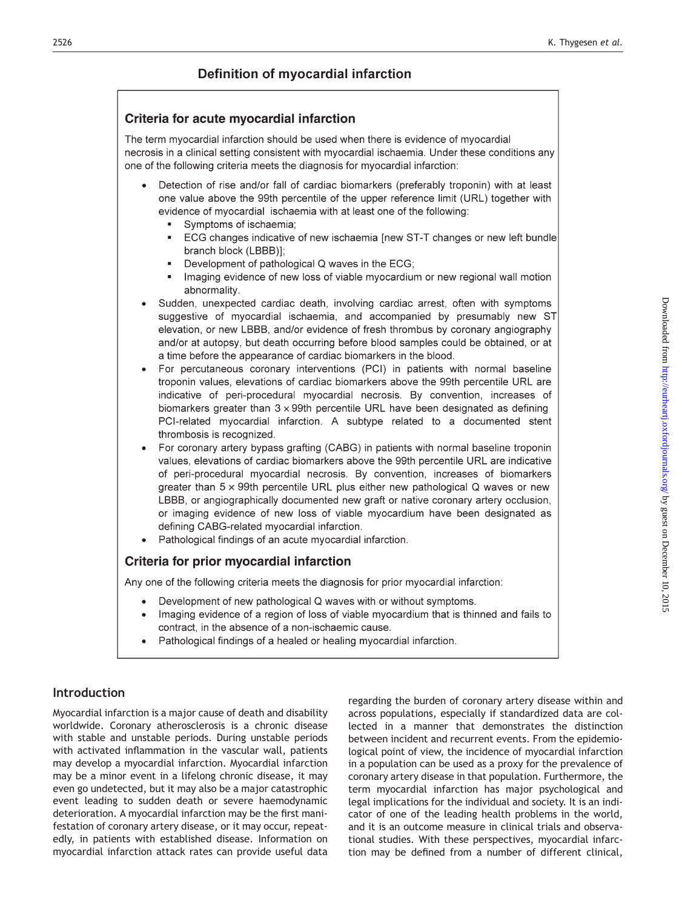## Definition of myocardial infarction

### Criteria for acute myocardial infarction

The term myocardial infarction should be used when there is evidence of myocardial necrosis in a clinical setting consistent with myocardial ischaemia. Under these conditions any one of the following criteria meets the diagnosis for myocardial infarction:

- Detection of rise and/or fall of cardiac biomarkers (preferably troponin) with at least one value above the 99th percentile of the upper reference limit (URL) together with evidence of myocardial ischaemia with at least one of the following:
  - Symptoms of ischaemia;
  - ECG changes indicative of new ischaemia [new ST-T changes or new left bundle branch block (LBBB)];
  - Development of pathological Q waves in the ECG;
  - Imaging evidence of new loss of viable myocardium or new regional wall motion abnormality.
- Sudden, unexpected cardiac death, involving cardiac arrest, often with symptoms suggestive of myocardial ischaemia, and accompanied by presumably new ST elevation, or new LBBB, and/or evidence of fresh thrombus by coronary angiography and/or at autopsy, but death occurring before blood samples could be obtained, or at a time before the appearance of cardiac biomarkers in the blood.
- For percutaneous coronary interventions (PCI) in patients with normal baseline troponin values, elevations of cardiac biomarkers above the 99th percentile URL are indicative of peri-procedural myocardial necrosis. By convention, increases of biomarkers greater than $3 \times 99$th percentile URL have been designated as defining PCI-related myocardial infarction. A subtype related to a documented stent thrombosis is recognized.
- For coronary artery bypass grafting (CABG) in patients with normal baseline troponin values, elevations of cardiac biomarkers above the 99th percentile URL are indicative of peri-procedural myocardial necrosis. By convention, increases of biomarkers greater than $5 \times 99$th percentile URL plus either new pathological Q waves or new LBBB, or angiographically documented new graft or native coronary artery occlusion, or imaging evidence of new loss of viable myocardium have been designated as defining CABG-related myocardial infarction.
- Pathological findings of an acute myocardial infarction.

### Criteria for prior myocardial infarction

Any one of the following criteria meets the diagnosis for prior myocardial infarction:

- Development of new pathological Q waves with or without symptoms.
- Imaging evidence of a region of loss of viable myocardium that is thinned and fails to contract, in the absence of a non-ischaemic cause.
- Pathological findings of a healed or healing myocardial infarction.

## Introduction

Myocardial infarction is a major cause of death and disability worldwide. Coronary atherosclerosis is a chronic disease with stable and unstable periods. During unstable periods with activated inflammation in the vascular wall, patients may develop a myocardial infarction. Myocardial infarction may be a minor event in a lifelong chronic disease, it may even go undetected, but it may also be a major catastrophic event leading to sudden death or severe haemodynamic deterioration. A myocardial infarction may be the first manifestation of coronary artery disease, or it may occur, repeatedly, in patients with established disease. Information on myocardial infarction attack rates can provide useful data regarding the burden of coronary artery disease within and across populations, especially if standardized data are collected in a manner that demonstrates the distinction between incident and recurrent events. From the epidemiological point of view, the incidence of myocardial infarction in a population can be used as a proxy for the prevalence of coronary artery disease in that population. Furthermore, the term myocardial infarction has major psychological and legal implications for the individual and society. It is an indicator of one of the leading health problems in the world, and it is an outcome measure in clinical trials and observational studies. With these perspectives, myocardial infarction may be defined from a number of different clinical,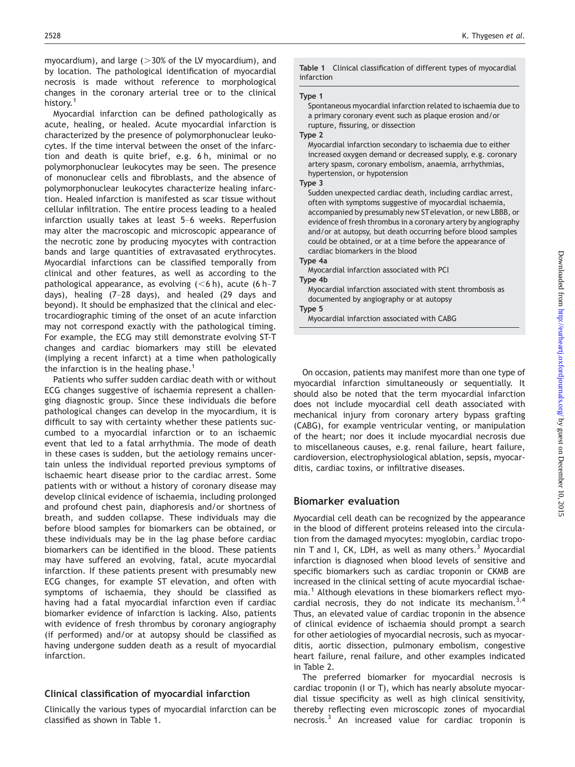myocardium), and large (>30% of the LV myocardium), and by location. The pathological identification of myocardial necrosis is made without reference to morphological changes in the coronary arterial tree or to the clinical history.[1]

Myocardial infarction can be defined pathologically as acute, healing, or healed. Acute myocardial infarction is characterized by the presence of polymorphonuclear leukocytes. If the time interval between the onset of the infarction and death is quite brief, e.g. 6 h, minimal or no polymorphonuclear leukocytes may be seen. The presence of mononuclear cells and fibroblasts, and the absence of polymorphonuclear leukocytes characterize healing infarction. Healed infarction is manifested as scar tissue without cellular infiltration. The entire process leading to a healed infarction usually takes at least 5–6 weeks. Reperfusion may alter the macroscopic and microscopic appearance of the necrotic zone by producing myocytes with contraction bands and large quantities of extravasated erythrocytes. Myocardial infarctions can be classified temporally from clinical and other features, as well as according to the pathological appearance, as evolving (<6 h), acute (6 h–7 days), healing (7–28 days), and healed (29 days and beyond). It should be emphasized that the clinical and electrocardiographic timing of the onset of an acute infarction may not correspond exactly with the pathological timing. For example, the ECG may still demonstrate evolving ST-T changes and cardiac biomarkers may still be elevated (implying a recent infarct) at a time when pathologically the infarction is in the healing phase.[1]

Patients who suffer sudden cardiac death with or without ECG changes suggestive of ischaemia represent a challenging diagnostic group. Since these individuals die before pathological changes can develop in the myocardium, it is difficult to say with certainty whether these patients succumbed to a myocardial infarction or to an ischaemic event that led to a fatal arrhythmia. The mode of death in these cases is sudden, but the aetiology remains uncertain unless the individual reported previous symptoms of ischaemic heart disease prior to the cardiac arrest. Some patients with or without a history of coronary disease may develop clinical evidence of ischaemia, including prolonged and profound chest pain, diaphoresis and/or shortness of breath, and sudden collapse. These individuals may die before blood samples for biomarkers can be obtained, or these individuals may be in the lag phase before cardiac biomarkers can be identified in the blood. These patients may have suffered an evolving, fatal, acute myocardial infarction. If these patients present with presumably new ECG changes, for example ST elevation, and often with symptoms of ischaemia, they should be classified as having had a fatal myocardial infarction even if cardiac biomarker evidence of infarction is lacking. Also, patients with evidence of fresh thrombus by coronary angiography (if performed) and/or at autopsy should be classified as having undergone sudden death as a result of myocardial infarction.

### Clinical classification of myocardial infarction

Clinically the various types of myocardial infarction can be classified as shown in Table 1.

**Table 1** Clinical classification of different types of myocardial infarction

**Type 1**
Spontaneous myocardial infarction related to ischaemia due to a primary coronary event such as plaque erosion and/or rupture, fissuring, or dissection

**Type 2**
Myocardial infarction secondary to ischaemia due to either increased oxygen demand or decreased supply, e.g. coronary artery spasm, coronary embolism, anaemia, arrhythmias, hypertension, or hypotension

**Type 3**
Sudden unexpected cardiac death, including cardiac arrest, often with symptoms suggestive of myocardial ischaemia, accompanied by presumably new ST elevation, or new LBBB, or evidence of fresh thrombus in a coronary artery by angiography and/or at autopsy, but death occurring before blood samples could be obtained, or at a time before the appearance of cardiac biomarkers in the blood

**Type 4a**
Myocardial infarction associated with PCI

**Type 4b**
Myocardial infarction associated with stent thrombosis as documented by angiography or at autopsy

**Type 5**
Myocardial infarction associated with CABG

On occasion, patients may manifest more than one type of myocardial infarction simultaneously or sequentially. It should also be noted that the term myocardial infarction does not include myocardial cell death associated with mechanical injury from coronary artery bypass grafting (CABG), for example ventricular venting, or manipulation of the heart; nor does it include myocardial necrosis due to miscellaneous causes, e.g. renal failure, heart failure, cardioversion, electrophysiological ablation, sepsis, myocarditis, cardiac toxins, or infiltrative diseases.

## Biomarker evaluation

Myocardial cell death can be recognized by the appearance in the blood of different proteins released into the circulation from the damaged myocytes: myoglobin, cardiac troponin T and I, CK, LDH, as well as many others.[3] Myocardial infarction is diagnosed when blood levels of sensitive and specific biomarkers such as cardiac troponin or CKMB are increased in the clinical setting of acute myocardial ischaemia.[1] Although elevations in these biomarkers reflect myocardial necrosis, they do not indicate its mechanism.[3,4] Thus, an elevated value of cardiac troponin in the absence of clinical evidence of ischaemia should prompt a search for other aetiologies of myocardial necrosis, such as myocarditis, aortic dissection, pulmonary embolism, congestive heart failure, renal failure, and other examples indicated in Table 2.

The preferred biomarker for myocardial necrosis is cardiac troponin (I or T), which has nearly absolute myocardial tissue specificity as well as high clinical sensitivity, thereby reflecting even microscopic zones of myocardial necrosis.[3] An increased value for cardiac troponin is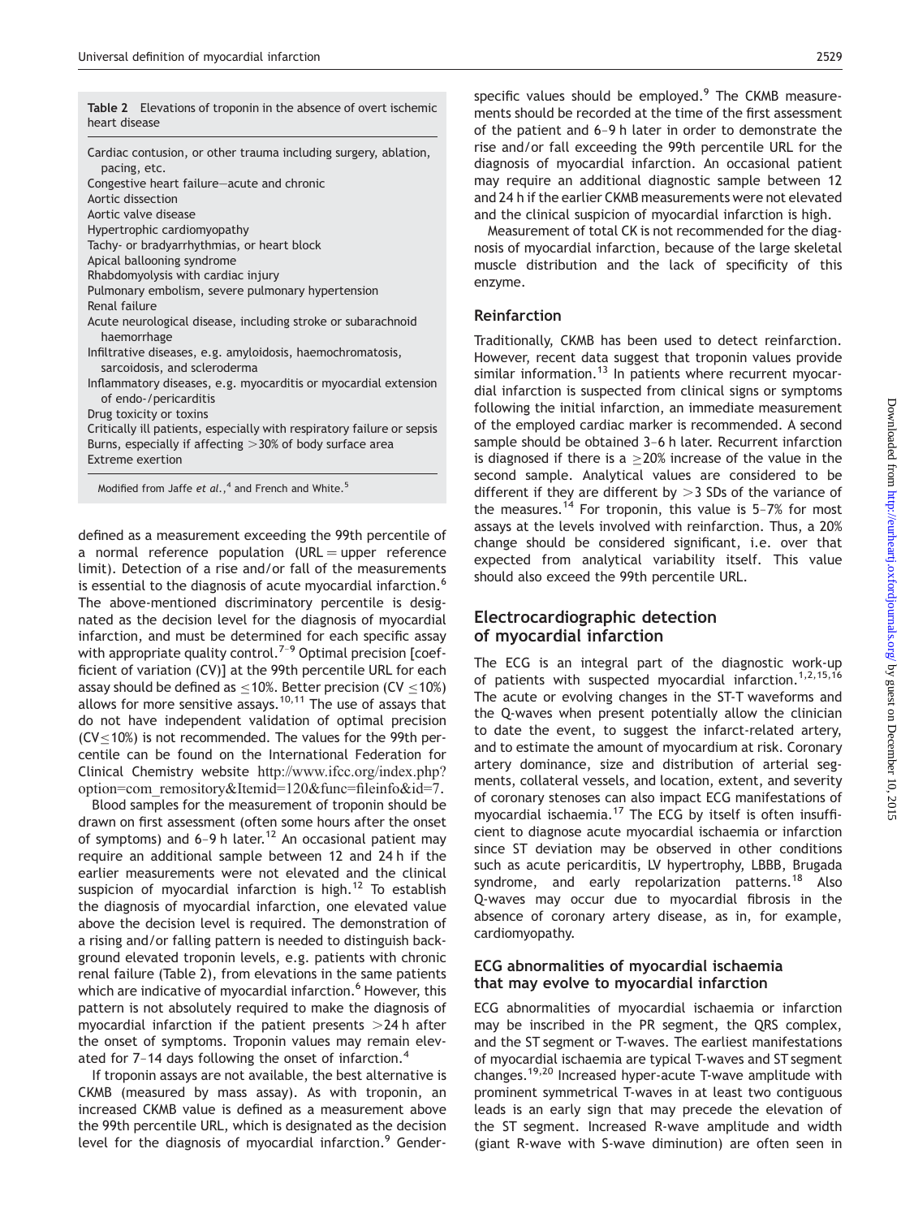**Table 2** Elevations of troponin in the absence of overt ischemic heart disease

| |
|---|
| Cardiac contusion, or other trauma including surgery, ablation, pacing, etc. |
| Congestive heart failure—acute and chronic |
| Aortic dissection |
| Aortic valve disease |
| Hypertrophic cardiomyopathy |
| Tachy- or bradyarrhythmias, or heart block |
| Apical ballooning syndrome |
| Rhabdomyolysis with cardiac injury |
| Pulmonary embolism, severe pulmonary hypertension |
| Renal failure |
| Acute neurological disease, including stroke or subarachnoid haemorrhage |
| Infiltrative diseases, e.g. amyloidosis, haemochromatosis, sarcoidosis, and scleroderma |
| Inflammatory diseases, e.g. myocarditis or myocardial extension of endo-/pericarditis |
| Drug toxicity or toxins |
| Critically ill patients, especially with respiratory failure or sepsis |
| Burns, especially if affecting >30% of body surface area |
| Extreme exertion |

Modified from Jaffe *et al.*,[4] and French and White.[5]

defined as a measurement exceeding the 99th percentile of a normal reference population (URL = upper reference limit). Detection of a rise and/or fall of the measurements is essential to the diagnosis of acute myocardial infarction.[6] The above-mentioned discriminatory percentile is designated as the decision level for the diagnosis of myocardial infarction, and must be determined for each specific assay with appropriate quality control.[7–9] Optimal precision [coefficient of variation (CV)] at the 99th percentile URL for each assay should be defined as ≤10%. Better precision (CV ≤10%) allows for more sensitive assays.[10,11] The use of assays that do not have independent validation of optimal precision (CV≤10%) is not recommended. The values for the 99th percentile can be found on the International Federation for Clinical Chemistry website http://www.ifcc.org/index.php?option=com_remository&Itemid=120&func=fileinfo&id=7.

Blood samples for the measurement of troponin should be drawn on first assessment (often some hours after the onset of symptoms) and 6–9 h later.[12] An occasional patient may require an additional sample between 12 and 24 h if the earlier measurements were not elevated and the clinical suspicion of myocardial infarction is high.[12] To establish the diagnosis of myocardial infarction, one elevated value above the decision level is required. The demonstration of a rising and/or falling pattern is needed to distinguish background elevated troponin levels, e.g. patients with chronic renal failure (Table 2), from elevations in the same patients which are indicative of myocardial infarction.[6] However, this pattern is not absolutely required to make the diagnosis of myocardial infarction if the patient presents >24 h after the onset of symptoms. Troponin values may remain elevated for 7–14 days following the onset of infarction.[4]

If troponin assays are not available, the best alternative is CKMB (measured by mass assay). As with troponin, an increased CKMB value is defined as a measurement above the 99th percentile URL, which is designated as the decision level for the diagnosis of myocardial infarction.[9] Gender-specific values should be employed.[9] The CKMB measurements should be recorded at the time of the first assessment of the patient and 6–9 h later in order to demonstrate the rise and/or fall exceeding the 99th percentile URL for the diagnosis of myocardial infarction. An occasional patient may require an additional diagnostic sample between 12 and 24 h if the earlier CKMB measurements were not elevated and the clinical suspicion of myocardial infarction is high.

Measurement of total CK is not recommended for the diagnosis of myocardial infarction, because of the large skeletal muscle distribution and the lack of specificity of this enzyme.

### Reinfarction

Traditionally, CKMB has been used to detect reinfarction. However, recent data suggest that troponin values provide similar information.[13] In patients where recurrent myocardial infarction is suspected from clinical signs or symptoms following the initial infarction, an immediate measurement of the employed cardiac marker is recommended. A second sample should be obtained 3–6 h later. Recurrent infarction is diagnosed if there is a ≥20% increase of the value in the second sample. Analytical values are considered to be different if they are different by >3 SDs of the variance of the measures.[14] For troponin, this value is 5–7% for most assays at the levels involved with reinfarction. Thus, a 20% change should be considered significant, i.e. over that expected from analytical variability itself. This value should also exceed the 99th percentile URL.

## Electrocardiographic detection of myocardial infarction

The ECG is an integral part of the diagnostic work-up of patients with suspected myocardial infarction.[1,2,15,16] The acute or evolving changes in the ST-T waveforms and the Q-waves when present potentially allow the clinician to date the event, to suggest the infarct-related artery, and to estimate the amount of myocardium at risk. Coronary artery dominance, size and distribution of arterial segments, collateral vessels, and location, extent, and severity of coronary stenoses can also impact ECG manifestations of myocardial ischaemia.[17] The ECG by itself is often insufficient to diagnose acute myocardial ischaemia or infarction since ST deviation may be observed in other conditions such as acute pericarditis, LV hypertrophy, LBBB, Brugada syndrome, and early repolarization patterns.[18] Also Q-waves may occur due to myocardial fibrosis in the absence of coronary artery disease, as in, for example, cardiomyopathy.

### ECG abnormalities of myocardial ischaemia that may evolve to myocardial infarction

ECG abnormalities of myocardial ischaemia or infarction may be inscribed in the PR segment, the QRS complex, and the ST segment or T-waves. The earliest manifestations of myocardial ischaemia are typical T-waves and ST segment changes.[19,20] Increased hyper-acute T-wave amplitude with prominent symmetrical T-waves in at least two contiguous leads is an early sign that may precede the elevation of the ST segment. Increased R-wave amplitude and width (giant R-wave with S-wave diminution) are often seen in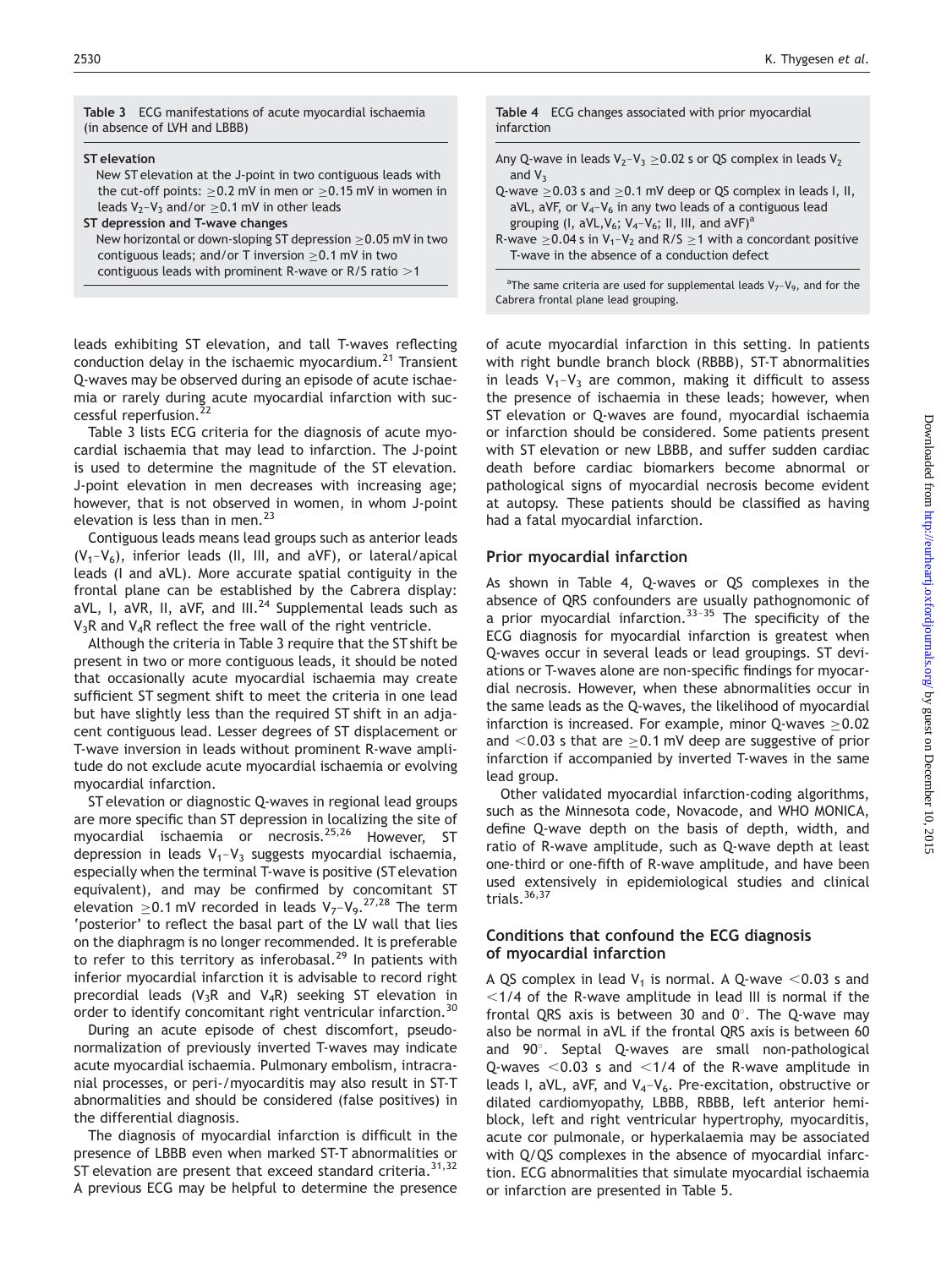**Table 3** ECG manifestations of acute myocardial ischaemia (in absence of LVH and LBBB)

**ST elevation**

New ST elevation at the J-point in two contiguous leads with the cut-off points: $\geq$0.2 mV in men or $\geq$0.15 mV in women in leads $V_2$–$V_3$ and/or $\geq$0.1 mV in other leads

**ST depression and T-wave changes**

New horizontal or down-sloping ST depression $\geq$0.05 mV in two contiguous leads; and/or T inversion $\geq$0.1 mV in two contiguous leads with prominent R-wave or R/S ratio >1

**Table 4** ECG changes associated with prior myocardial infarction

Any Q-wave in leads $V_2$–$V_3$ $\geq$0.02 s or QS complex in leads $V_2$ and $V_3$

Q-wave $\geq$0.03 s and $\geq$0.1 mV deep or QS complex in leads I, II, aVL, aVF, or $V_4$–$V_6$ in any two leads of a contiguous lead grouping (I, aVL,$V_6$; $V_4$–$V_6$; II, III, and aVF)[a]

R-wave $\geq$0.04 s in $V_1$–$V_2$ and R/S $\geq$1 with a concordant positive T-wave in the absence of a conduction defect

[a]The same criteria are used for supplemental leads $V_7$–$V_9$, and for the Cabrera frontal plane lead grouping.

leads exhibiting ST elevation, and tall T-waves reflecting conduction delay in the ischaemic myocardium.[21] Transient Q-waves may be observed during an episode of acute ischaemia or rarely during acute myocardial infarction with successful reperfusion.[22]

Table 3 lists ECG criteria for the diagnosis of acute myocardial ischaemia that may lead to infarction. The J-point is used to determine the magnitude of the ST elevation. J-point elevation in men decreases with increasing age; however, that is not observed in women, in whom J-point elevation is less than in men.[23]

Contiguous leads means lead groups such as anterior leads ($V_1$–$V_6$), inferior leads (II, III, and aVF), or lateral/apical leads (I and aVL). More accurate spatial contiguity in the frontal plane can be established by the Cabrera display: aVL, I, aVR, II, aVF, and III.[24] Supplemental leads such as $V_3$R and $V_4$R reflect the free wall of the right ventricle.

Although the criteria in Table 3 require that the ST shift be present in two or more contiguous leads, it should be noted that occasionally acute myocardial ischaemia may create sufficient ST segment shift to meet the criteria in one lead but have slightly less than the required ST shift in an adjacent contiguous lead. Lesser degrees of ST displacement or T-wave inversion in leads without prominent R-wave amplitude do not exclude acute myocardial ischaemia or evolving myocardial infarction.

ST elevation or diagnostic Q-waves in regional lead groups are more specific than ST depression in localizing the site of myocardial ischaemia or necrosis.[25,26] However, ST depression in leads $V_1$–$V_3$ suggests myocardial ischaemia, especially when the terminal T-wave is positive (ST elevation equivalent), and may be confirmed by concomitant ST elevation $\geq$0.1 mV recorded in leads $V_7$–$V_9$.[27,28] The term 'posterior' to reflect the basal part of the LV wall that lies on the diaphragm is no longer recommended. It is preferable to refer to this territory as inferobasal.[29] In patients with inferior myocardial infarction it is advisable to record right precordial leads ($V_3$R and $V_4$R) seeking ST elevation in order to identify concomitant right ventricular infarction.[30]

During an acute episode of chest discomfort, pseudo-normalization of previously inverted T-waves may indicate acute myocardial ischaemia. Pulmonary embolism, intracranial processes, or peri-/myocarditis may also result in ST-T abnormalities and should be considered (false positives) in the differential diagnosis.

The diagnosis of myocardial infarction is difficult in the presence of LBBB even when marked ST-T abnormalities or ST elevation are present that exceed standard criteria.[31,32] A previous ECG may be helpful to determine the presence of acute myocardial infarction in this setting. In patients with right bundle branch block (RBBB), ST-T abnormalities in leads $V_1$–$V_3$ are common, making it difficult to assess the presence of ischaemia in these leads; however, when ST elevation or Q-waves are found, myocardial ischaemia or infarction should be considered. Some patients present with ST elevation or new LBBB, and suffer sudden cardiac death before cardiac biomarkers become abnormal or pathological signs of myocardial necrosis become evident at autopsy. These patients should be classified as having had a fatal myocardial infarction.

## Prior myocardial infarction

As shown in Table 4, Q-waves or QS complexes in the absence of QRS confounders are usually pathognomonic of a prior myocardial infarction.[33–35] The specificity of the ECG diagnosis for myocardial infarction is greatest when Q-waves occur in several leads or lead groupings. ST deviations or T-waves alone are non-specific findings for myocardial necrosis. However, when these abnormalities occur in the same leads as the Q-waves, the likelihood of myocardial infarction is increased. For example, minor Q-waves $\geq$0.02 and <0.03 s that are $\geq$0.1 mV deep are suggestive of prior infarction if accompanied by inverted T-waves in the same lead group.

Other validated myocardial infarction-coding algorithms, such as the Minnesota code, Novacode, and WHO MONICA, define Q-wave depth on the basis of depth, width, and ratio of R-wave amplitude, such as Q-wave depth at least one-third or one-fifth of R-wave amplitude, and have been used extensively in epidemiological studies and clinical trials.[36,37]

## Conditions that confound the ECG diagnosis of myocardial infarction

A QS complex in lead $V_1$ is normal. A Q-wave <0.03 s and <1/4 of the R-wave amplitude in lead III is normal if the frontal QRS axis is between 30 and 0°. The Q-wave may also be normal in aVL if the frontal QRS axis is between 60 and 90°. Septal Q-waves are small non-pathological Q-waves <0.03 s and <1/4 of the R-wave amplitude in leads I, aVL, aVF, and $V_4$–$V_6$. Pre-excitation, obstructive or dilated cardiomyopathy, LBBB, RBBB, left anterior hemiblock, left and right ventricular hypertrophy, myocarditis, acute cor pulmonale, or hyperkalaemia may be associated with Q/QS complexes in the absence of myocardial infarction. ECG abnormalities that simulate myocardial ischaemia or infarction are presented in Table 5.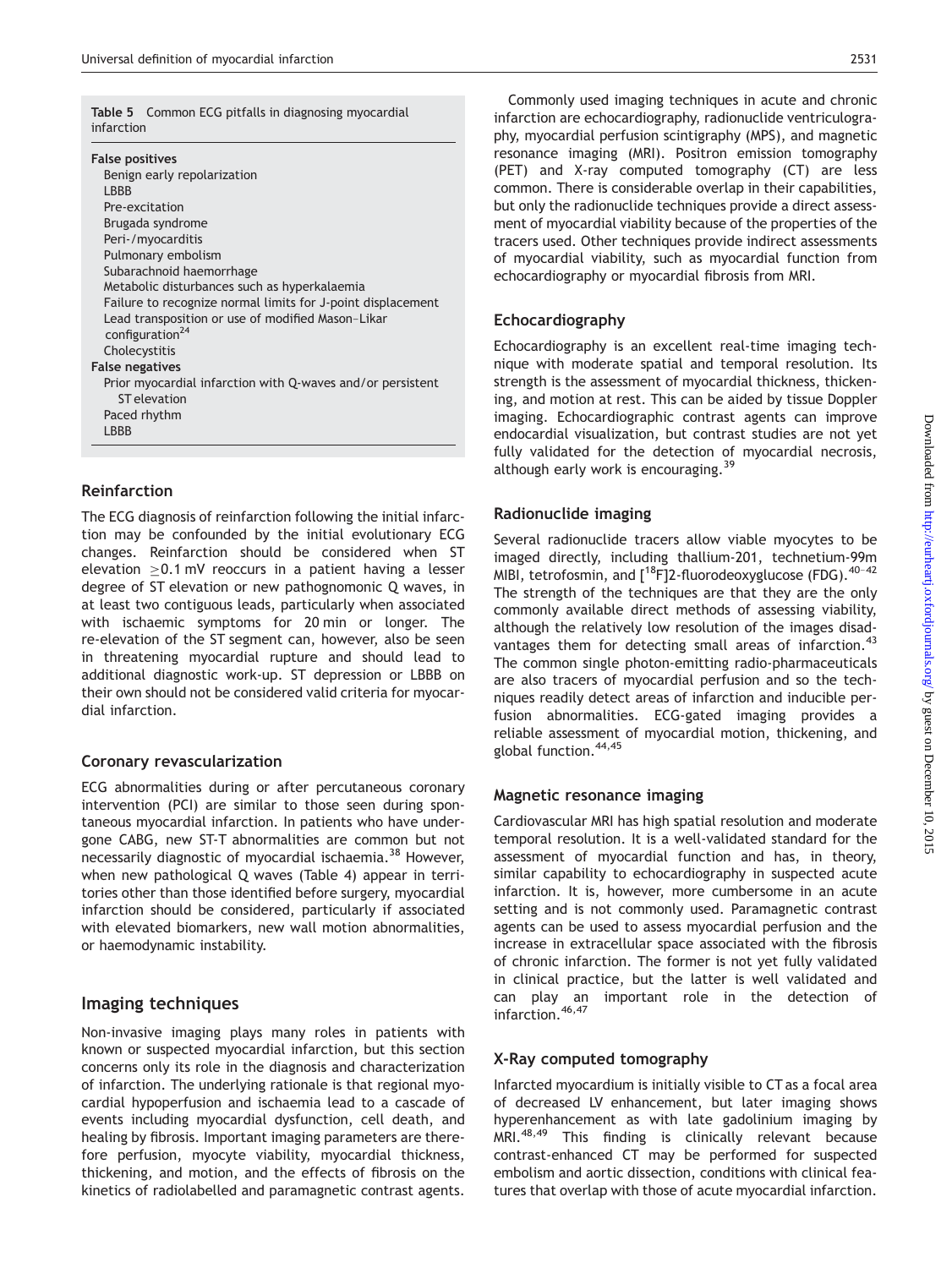**Table 5** Common ECG pitfalls in diagnosing myocardial infarction

| | |
|---|---|
| **False positives** | |
| | Benign early repolarization |
| | LBBB |
| | Pre-excitation |
| | Brugada syndrome |
| | Peri-/myocarditis |
| | Pulmonary embolism |
| | Subarachnoid haemorrhage |
| | Metabolic disturbances such as hyperkalaemia |
| | Failure to recognize normal limits for J-point displacement |
| | Lead transposition or use of modified Mason–Likar configuration[24] |
| | Cholecystitis |
| **False negatives** | |
| | Prior myocardial infarction with Q-waves and/or persistent ST elevation |
| | Paced rhythm |
| | LBBB |

### Reinfarction

The ECG diagnosis of reinfarction following the initial infarction may be confounded by the initial evolutionary ECG changes. Reinfarction should be considered when ST elevation $\geq$0.1 mV reoccurs in a patient having a lesser degree of ST elevation or new pathognomonic Q waves, in at least two contiguous leads, particularly when associated with ischaemic symptoms for 20 min or longer. The re-elevation of the ST segment can, however, also be seen in threatening myocardial rupture and should lead to additional diagnostic work-up. ST depression or LBBB on their own should not be considered valid criteria for myocardial infarction.

### Coronary revascularization

ECG abnormalities during or after percutaneous coronary intervention (PCI) are similar to those seen during spontaneous myocardial infarction. In patients who have undergone CABG, new ST-T abnormalities are common but not necessarily diagnostic of myocardial ischaemia.[38] However, when new pathological Q waves (Table 4) appear in territories other than those identified before surgery, myocardial infarction should be considered, particularly if associated with elevated biomarkers, new wall motion abnormalities, or haemodynamic instability.

## Imaging techniques

Non-invasive imaging plays many roles in patients with known or suspected myocardial infarction, but this section concerns only its role in the diagnosis and characterization of infarction. The underlying rationale is that regional myocardial hypoperfusion and ischaemia lead to a cascade of events including myocardial dysfunction, cell death, and healing by fibrosis. Important imaging parameters are therefore perfusion, myocyte viability, myocardial thickness, thickening, and motion, and the effects of fibrosis on the kinetics of radiolabelled and paramagnetic contrast agents.

Commonly used imaging techniques in acute and chronic infarction are echocardiography, radionuclide ventriculography, myocardial perfusion scintigraphy (MPS), and magnetic resonance imaging (MRI). Positron emission tomography (PET) and X-ray computed tomography (CT) are less common. There is considerable overlap in their capabilities, but only the radionuclide techniques provide a direct assessment of myocardial viability because of the properties of the tracers used. Other techniques provide indirect assessments of myocardial viability, such as myocardial function from echocardiography or myocardial fibrosis from MRI.

### Echocardiography

Echocardiography is an excellent real-time imaging technique with moderate spatial and temporal resolution. Its strength is the assessment of myocardial thickness, thickening, and motion at rest. This can be aided by tissue Doppler imaging. Echocardiographic contrast agents can improve endocardial visualization, but contrast studies are not yet fully validated for the detection of myocardial necrosis, although early work is encouraging.[39]

### Radionuclide imaging

Several radionuclide tracers allow viable myocytes to be imaged directly, including thallium-201, technetium-99m MIBI, tetrofosmin, and [$^{18}$F]2-fluorodeoxyglucose (FDG).[40–42] The strength of the techniques are that they are the only commonly available direct methods of assessing viability, although the relatively low resolution of the images disadvantages them for detecting small areas of infarction.[43] The common single photon-emitting radio-pharmaceuticals are also tracers of myocardial perfusion and so the techniques readily detect areas of infarction and inducible perfusion abnormalities. ECG-gated imaging provides a reliable assessment of myocardial motion, thickening, and global function.[44,45]

### Magnetic resonance imaging

Cardiovascular MRI has high spatial resolution and moderate temporal resolution. It is a well-validated standard for the assessment of myocardial function and has, in theory, similar capability to echocardiography in suspected acute infarction. It is, however, more cumbersome in an acute setting and is not commonly used. Paramagnetic contrast agents can be used to assess myocardial perfusion and the increase in extracellular space associated with the fibrosis of chronic infarction. The former is not yet fully validated in clinical practice, but the latter is well validated and can play an important role in the detection of infarction.[46,47]

### X-Ray computed tomography

Infarcted myocardium is initially visible to CT as a focal area of decreased LV enhancement, but later imaging shows hyperenhancement as with late gadolinium imaging by MRI.[48,49] This finding is clinically relevant because contrast-enhanced CT may be performed for suspected embolism and aortic dissection, conditions with clinical features that overlap with those of acute myocardial infarction.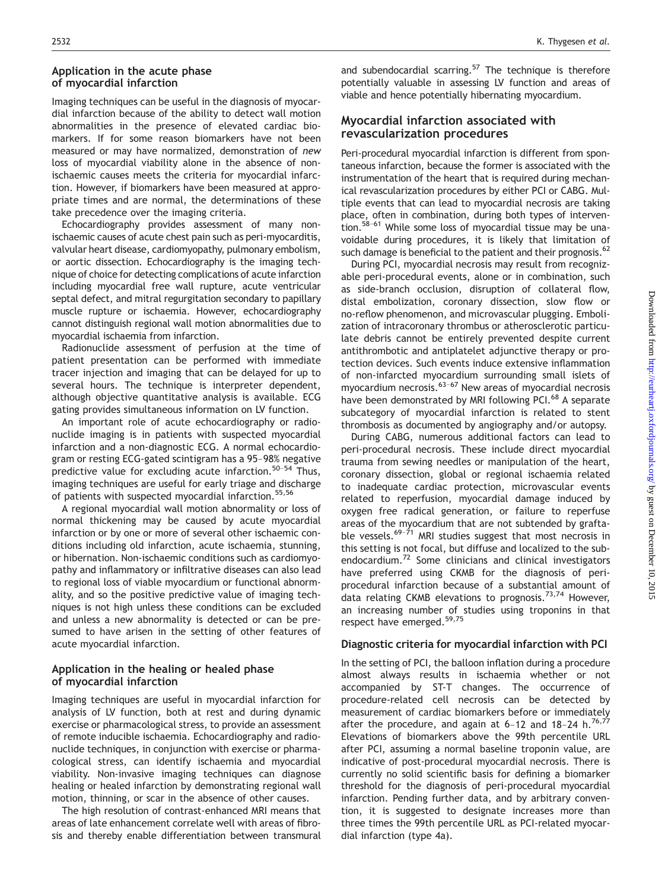### Application in the acute phase of myocardial infarction

Imaging techniques can be useful in the diagnosis of myocardial infarction because of the ability to detect wall motion abnormalities in the presence of elevated cardiac biomarkers. If for some reason biomarkers have not been measured or may have normalized, demonstration of *new* loss of myocardial viability alone in the absence of non-ischaemic causes meets the criteria for myocardial infarction. However, if biomarkers have been measured at appropriate times and are normal, the determinations of these take precedence over the imaging criteria.

Echocardiography provides assessment of many non-ischaemic causes of acute chest pain such as peri-myocarditis, valvular heart disease, cardiomyopathy, pulmonary embolism, or aortic dissection. Echocardiography is the imaging technique of choice for detecting complications of acute infarction including myocardial free wall rupture, acute ventricular septal defect, and mitral regurgitation secondary to papillary muscle rupture or ischaemia. However, echocardiography cannot distinguish regional wall motion abnormalities due to myocardial ischaemia from infarction.

Radionuclide assessment of perfusion at the time of patient presentation can be performed with immediate tracer injection and imaging that can be delayed for up to several hours. The technique is interpreter dependent, although objective quantitative analysis is available. ECG gating provides simultaneous information on LV function.

An important role of acute echocardiography or radionuclide imaging is in patients with suspected myocardial infarction and a non-diagnostic ECG. A normal echocardiogram or resting ECG-gated scintigram has a 95–98% negative predictive value for excluding acute infarction.[50–54] Thus, imaging techniques are useful for early triage and discharge of patients with suspected myocardial infarction.[55,56]

A regional myocardial wall motion abnormality or loss of normal thickening may be caused by acute myocardial infarction or by one or more of several other ischaemic conditions including old infarction, acute ischaemia, stunning, or hibernation. Non-ischaemic conditions such as cardiomyopathy and inflammatory or infiltrative diseases can also lead to regional loss of viable myocardium or functional abnormality, and so the positive predictive value of imaging techniques is not high unless these conditions can be excluded and unless a new abnormality is detected or can be presumed to have arisen in the setting of other features of acute myocardial infarction.

### Application in the healing or healed phase of myocardial infarction

Imaging techniques are useful in myocardial infarction for analysis of LV function, both at rest and during dynamic exercise or pharmacological stress, to provide an assessment of remote inducible ischaemia. Echocardiography and radionuclide techniques, in conjunction with exercise or pharmacological stress, can identify ischaemia and myocardial viability. Non-invasive imaging techniques can diagnose healing or healed infarction by demonstrating regional wall motion, thinning, or scar in the absence of other causes.

The high resolution of contrast-enhanced MRI means that areas of late enhancement correlate well with areas of fibrosis and thereby enable differentiation between transmural and subendocardial scarring.[57] The technique is therefore potentially valuable in assessing LV function and areas of viable and hence potentially hibernating myocardium.

## Myocardial infarction associated with revascularization procedures

Peri-procedural myocardial infarction is different from spontaneous infarction, because the former is associated with the instrumentation of the heart that is required during mechanical revascularization procedures by either PCI or CABG. Multiple events that can lead to myocardial necrosis are taking place, often in combination, during both types of intervention.[58–61] While some loss of myocardial tissue may be unavoidable during procedures, it is likely that limitation of such damage is beneficial to the patient and their prognosis.[62]

During PCI, myocardial necrosis may result from recognizable peri-procedural events, alone or in combination, such as side-branch occlusion, disruption of collateral flow, distal embolization, coronary dissection, slow flow or no-reflow phenomenon, and microvascular plugging. Embolization of intracoronary thrombus or atherosclerotic particulate debris cannot be entirely prevented despite current antithrombotic and antiplatelet adjunctive therapy or protection devices. Such events induce extensive inflammation of non-infarcted myocardium surrounding small islets of myocardium necrosis.[63–67] New areas of myocardial necrosis have been demonstrated by MRI following PCI.[68] A separate subcategory of myocardial infarction is related to stent thrombosis as documented by angiography and/or autopsy.

During CABG, numerous additional factors can lead to peri-procedural necrosis. These include direct myocardial trauma from sewing needles or manipulation of the heart, coronary dissection, global or regional ischaemia related to inadequate cardiac protection, microvascular events related to reperfusion, myocardial damage induced by oxygen free radical generation, or failure to reperfuse areas of the myocardium that are not subtended by graftable vessels.[69–71] MRI studies suggest that most necrosis in this setting is not focal, but diffuse and localized to the subendocardium.[72] Some clinicians and clinical investigators have preferred using CKMB for the diagnosis of peri-procedural infarction because of a substantial amount of data relating CKMB elevations to prognosis.[73,74] However, an increasing number of studies using troponins in that respect have emerged.[59,75]

### Diagnostic criteria for myocardial infarction with PCI

In the setting of PCI, the balloon inflation during a procedure almost always results in ischaemia whether or not accompanied by ST-T changes. The occurrence of procedure-related cell necrosis can be detected by measurement of cardiac biomarkers before or immediately after the procedure, and again at 6–12 and 18–24 h.[76,77] Elevations of biomarkers above the 99th percentile URL after PCI, assuming a normal baseline troponin value, are indicative of post-procedural myocardial necrosis. There is currently no solid scientific basis for defining a biomarker threshold for the diagnosis of peri-procedural myocardial infarction. Pending further data, and by arbitrary convention, it is suggested to designate increases more than three times the 99th percentile URL as PCI-related myocardial infarction (type 4a).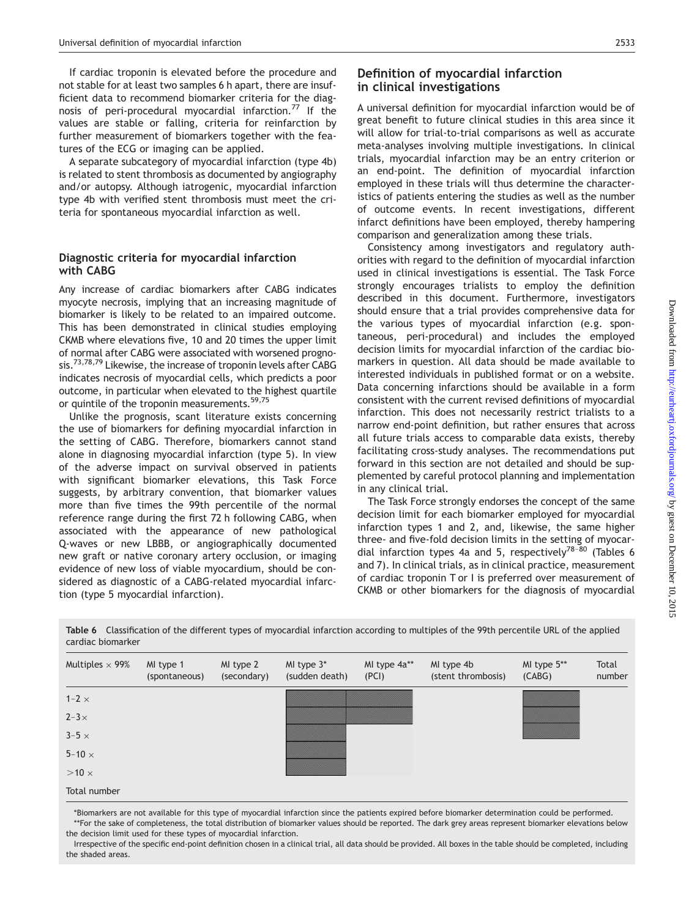If cardiac troponin is elevated before the procedure and not stable for at least two samples 6 h apart, there are insufficient data to recommend biomarker criteria for the diagnosis of peri-procedural myocardial infarction.[77] If the values are stable or falling, criteria for reinfarction by further measurement of biomarkers together with the features of the ECG or imaging can be applied.

A separate subcategory of myocardial infarction (type 4b) is related to stent thrombosis as documented by angiography and/or autopsy. Although iatrogenic, myocardial infarction type 4b with verified stent thrombosis must meet the criteria for spontaneous myocardial infarction as well.

### Diagnostic criteria for myocardial infarction with CABG

Any increase of cardiac biomarkers after CABG indicates myocyte necrosis, implying that an increasing magnitude of biomarker is likely to be related to an impaired outcome. This has been demonstrated in clinical studies employing CKMB where elevations five, 10 and 20 times the upper limit of normal after CABG were associated with worsened prognosis.[73,78,79] Likewise, the increase of troponin levels after CABG indicates necrosis of myocardial cells, which predicts a poor outcome, in particular when elevated to the highest quartile or quintile of the troponin measurements.[59,75]

Unlike the prognosis, scant literature exists concerning the use of biomarkers for defining myocardial infarction in the setting of CABG. Therefore, biomarkers cannot stand alone in diagnosing myocardial infarction (type 5). In view of the adverse impact on survival observed in patients with significant biomarker elevations, this Task Force suggests, by arbitrary convention, that biomarker values more than five times the 99th percentile of the normal reference range during the first 72 h following CABG, when associated with the appearance of new pathological Q-waves or new LBBB, or angiographically documented new graft or native coronary artery occlusion, or imaging evidence of new loss of viable myocardium, should be considered as diagnostic of a CABG-related myocardial infarction (type 5 myocardial infarction).

## Definition of myocardial infarction in clinical investigations

A universal definition for myocardial infarction would be of great benefit to future clinical studies in this area since it will allow for trial-to-trial comparisons as well as accurate meta-analyses involving multiple investigations. In clinical trials, myocardial infarction may be an entry criterion or an end-point. The definition of myocardial infarction employed in these trials will thus determine the characteristics of patients entering the studies as well as the number of outcome events. In recent investigations, different infarct definitions have been employed, thereby hampering comparison and generalization among these trials.

Consistency among investigators and regulatory authorities with regard to the definition of myocardial infarction used in clinical investigations is essential. The Task Force strongly encourages trialists to employ the definition described in this document. Furthermore, investigators should ensure that a trial provides comprehensive data for the various types of myocardial infarction (e.g. spontaneous, peri-procedural) and includes the employed decision limits for myocardial infarction of the cardiac biomarkers in question. All data should be made available to interested individuals in published format or on a website. Data concerning infarctions should be available in a form consistent with the current revised definitions of myocardial infarction. This does not necessarily restrict trialists to a narrow end-point definition, but rather ensures that across all future trials access to comparable data exists, thereby facilitating cross-study analyses. The recommendations put forward in this section are not detailed and should be supplemented by careful protocol planning and implementation in any clinical trial.

The Task Force strongly endorses the concept of the same decision limit for each biomarker employed for myocardial infarction types 1 and 2, and, likewise, the same higher three- and five-fold decision limits in the setting of myocardial infarction types 4a and 5, respectively[78–80] (Tables 6 and 7). In clinical trials, as in clinical practice, measurement of cardiac troponin T or I is preferred over measurement of CKMB or other biomarkers for the diagnosis of myocardial

**Table 6** Classification of the different types of myocardial infarction according to multiples of the 99th percentile URL of the applied cardiac biomarker

| Multiples × 99% | MI type 1 (spontaneous) | MI type 2 (secondary) | MI type 3* (sudden death) | MI type 4a** (PCI) | MI type 4b (stent thrombosis) | MI type 5** (CABG) | Total number |
|---|---|---|---|---|---|---|---|
| 1–2 × | | | | | | | |
| 2–3 × | | | | | | | |
| 3–5 × | | | | | | | |
| 5–10 × | | | | | | | |
| >10 × | | | | | | | |
| Total number | | | | | | | |

*Biomarkers are not available for this type of myocardial infarction since the patients expired before biomarker determination could be performed.
**For the sake of completeness, the total distribution of biomarker values should be reported. The dark grey areas represent biomarker elevations below the decision limit used for these types of myocardial infarction.
Irrespective of the specific end-point definition chosen in a clinical trial, all data should be provided. All boxes in the table should be completed, including the shaded areas.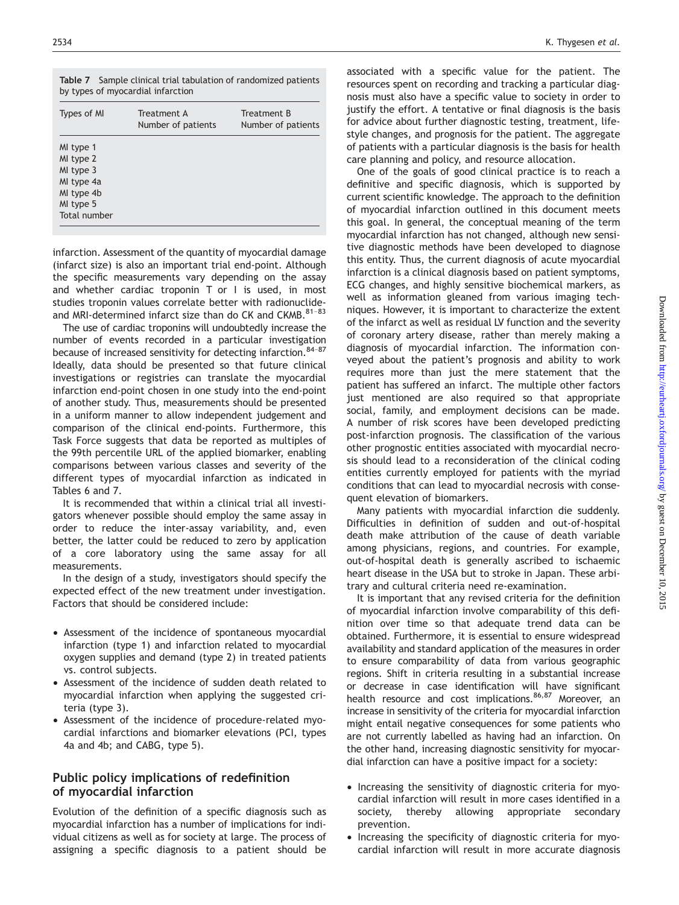**Table 7** Sample clinical trial tabulation of randomized patients by types of myocardial infarction

| Types of MI | Treatment A Number of patients | Treatment B Number of patients |
|---|---|---|
| MI type 1 | | |
| MI type 2 | | |
| MI type 3 | | |
| MI type 4a | | |
| MI type 4b | | |
| MI type 5 | | |
| Total number | | |

infarction. Assessment of the quantity of myocardial damage (infarct size) is also an important trial end-point. Although the specific measurements vary depending on the assay and whether cardiac troponin T or I is used, in most studies troponin values correlate better with radionuclide- and MRI-determined infarct size than do CK and CKMB.[81–83]

The use of cardiac troponins will undoubtedly increase the number of events recorded in a particular investigation because of increased sensitivity for detecting infarction.[84–87] Ideally, data should be presented so that future clinical investigations or registries can translate the myocardial infarction end-point chosen in one study into the end-point of another study. Thus, measurements should be presented in a uniform manner to allow independent judgement and comparison of the clinical end-points. Furthermore, this Task Force suggests that data be reported as multiples of the 99th percentile URL of the applied biomarker, enabling comparisons between various classes and severity of the different types of myocardial infarction as indicated in Tables 6 and 7.

It is recommended that within a clinical trial all investigators whenever possible should employ the same assay in order to reduce the inter-assay variability, and, even better, the latter could be reduced to zero by application of a core laboratory using the same assay for all measurements.

In the design of a study, investigators should specify the expected effect of the new treatment under investigation. Factors that should be considered include:

- Assessment of the incidence of spontaneous myocardial infarction (type 1) and infarction related to myocardial oxygen supplies and demand (type 2) in treated patients vs. control subjects.
- Assessment of the incidence of sudden death related to myocardial infarction when applying the suggested criteria (type 3).
- Assessment of the incidence of procedure-related myocardial infarctions and biomarker elevations (PCI, types 4a and 4b; and CABG, type 5).

## Public policy implications of redefinition of myocardial infarction

Evolution of the definition of a specific diagnosis such as myocardial infarction has a number of implications for individual citizens as well as for society at large. The process of assigning a specific diagnosis to a patient should be associated with a specific value for the patient. The resources spent on recording and tracking a particular diagnosis must also have a specific value to society in order to justify the effort. A tentative or final diagnosis is the basis for advice about further diagnostic testing, treatment, lifestyle changes, and prognosis for the patient. The aggregate of patients with a particular diagnosis is the basis for health care planning and policy, and resource allocation.

One of the goals of good clinical practice is to reach a definitive and specific diagnosis, which is supported by current scientific knowledge. The approach to the definition of myocardial infarction outlined in this document meets this goal. In general, the conceptual meaning of the term myocardial infarction has not changed, although new sensitive diagnostic methods have been developed to diagnose this entity. Thus, the current diagnosis of acute myocardial infarction is a clinical diagnosis based on patient symptoms, ECG changes, and highly sensitive biochemical markers, as well as information gleaned from various imaging techniques. However, it is important to characterize the extent of the infarct as well as residual LV function and the severity of coronary artery disease, rather than merely making a diagnosis of myocardial infarction. The information conveyed about the patient's prognosis and ability to work requires more than just the mere statement that the patient has suffered an infarct. The multiple other factors just mentioned are also required so that appropriate social, family, and employment decisions can be made. A number of risk scores have been developed predicting post-infarction prognosis. The classification of the various other prognostic entities associated with myocardial necrosis should lead to a reconsideration of the clinical coding entities currently employed for patients with the myriad conditions that can lead to myocardial necrosis with consequent elevation of biomarkers.

Many patients with myocardial infarction die suddenly. Difficulties in definition of sudden and out-of-hospital death make attribution of the cause of death variable among physicians, regions, and countries. For example, out-of-hospital death is generally ascribed to ischaemic heart disease in the USA but to stroke in Japan. These arbitrary and cultural criteria need re-examination.

It is important that any revised criteria for the definition of myocardial infarction involve comparability of this definition over time so that adequate trend data can be obtained. Furthermore, it is essential to ensure widespread availability and standard application of the measures in order to ensure comparability of data from various geographic regions. Shift in criteria resulting in a substantial increase or decrease in case identification will have significant health resource and cost implications.[86,87] Moreover, an increase in sensitivity of the criteria for myocardial infarction might entail negative consequences for some patients who are not currently labelled as having had an infarction. On the other hand, increasing diagnostic sensitivity for myocardial infarction can have a positive impact for a society:

- Increasing the sensitivity of diagnostic criteria for myocardial infarction will result in more cases identified in a society, thereby allowing appropriate secondary prevention.
- Increasing the specificity of diagnostic criteria for myocardial infarction will result in more accurate diagnosis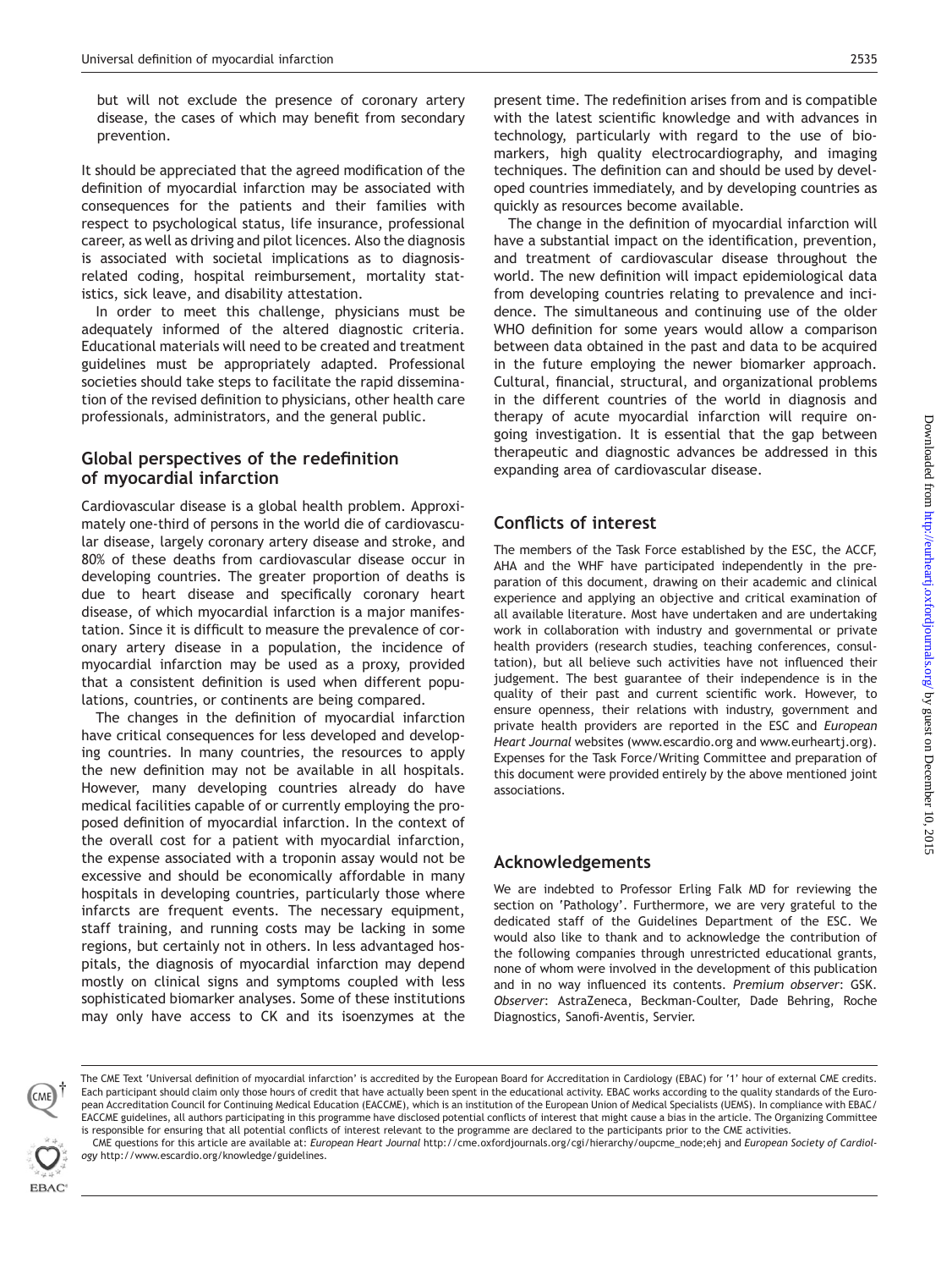but will not exclude the presence of coronary artery disease, the cases of which may benefit from secondary prevention.

It should be appreciated that the agreed modification of the definition of myocardial infarction may be associated with consequences for the patients and their families with respect to psychological status, life insurance, professional career, as well as driving and pilot licences. Also the diagnosis is associated with societal implications as to diagnosis-related coding, hospital reimbursement, mortality statistics, sick leave, and disability attestation.

In order to meet this challenge, physicians must be adequately informed of the altered diagnostic criteria. Educational materials will need to be created and treatment guidelines must be appropriately adapted. Professional societies should take steps to facilitate the rapid dissemination of the revised definition to physicians, other health care professionals, administrators, and the general public.

## Global perspectives of the redefinition of myocardial infarction

Cardiovascular disease is a global health problem. Approximately one-third of persons in the world die of cardiovascular disease, largely coronary artery disease and stroke, and 80% of these deaths from cardiovascular disease occur in developing countries. The greater proportion of deaths is due to heart disease and specifically coronary heart disease, of which myocardial infarction is a major manifestation. Since it is difficult to measure the prevalence of coronary artery disease in a population, the incidence of myocardial infarction may be used as a proxy, provided that a consistent definition is used when different populations, countries, or continents are being compared.

The changes in the definition of myocardial infarction have critical consequences for less developed and developing countries. In many countries, the resources to apply the new definition may not be available in all hospitals. However, many developing countries already do have medical facilities capable of or currently employing the proposed definition of myocardial infarction. In the context of the overall cost for a patient with myocardial infarction, the expense associated with a troponin assay would not be excessive and should be economically affordable in many hospitals in developing countries, particularly those where infarcts are frequent events. The necessary equipment, staff training, and running costs may be lacking in some regions, but certainly not in others. In less advantaged hospitals, the diagnosis of myocardial infarction may depend mostly on clinical signs and symptoms coupled with less sophisticated biomarker analyses. Some of these institutions may only have access to CK and its isoenzymes at the present time. The redefinition arises from and is compatible with the latest scientific knowledge and with advances in technology, particularly with regard to the use of biomarkers, high quality electrocardiography, and imaging techniques. The definition can and should be used by developed countries immediately, and by developing countries as quickly as resources become available.

The change in the definition of myocardial infarction will have a substantial impact on the identification, prevention, and treatment of cardiovascular disease throughout the world. The new definition will impact epidemiological data from developing countries relating to prevalence and incidence. The simultaneous and continuing use of the older WHO definition for some years would allow a comparison between data obtained in the past and data to be acquired in the future employing the newer biomarker approach. Cultural, financial, structural, and organizational problems in the different countries of the world in diagnosis and therapy of acute myocardial infarction will require ongoing investigation. It is essential that the gap between therapeutic and diagnostic advances be addressed in this expanding area of cardiovascular disease.

## Conflicts of interest

The members of the Task Force established by the ESC, the ACCF, AHA and the WHF have participated independently in the preparation of this document, drawing on their academic and clinical experience and applying an objective and critical examination of all available literature. Most have undertaken and are undertaking work in collaboration with industry and governmental or private health providers (research studies, teaching conferences, consultation), but all believe such activities have not influenced their judgement. The best guarantee of their independence is in the quality of their past and current scientific work. However, to ensure openness, their relations with industry, government and private health providers are reported in the ESC and *European Heart Journal* websites (www.escardio.org and www.eurheartj.org). Expenses for the Task Force/Writing Committee and preparation of this document were provided entirely by the above mentioned joint associations.

## Acknowledgements

We are indebted to Professor Erling Falk MD for reviewing the section on 'Pathology'. Furthermore, we are very grateful to the dedicated staff of the Guidelines Department of the ESC. We would also like to thank and to acknowledge the contribution of the following companies through unrestricted educational grants, none of whom were involved in the development of this publication and in no way influenced its contents. *Premium observer*: GSK. *Observer*: AstraZeneca, Beckman-Coulter, Dade Behring, Roche Diagnostics, Sanofi-Aventis, Servier.

---

The CME Text 'Universal definition of myocardial infarction' is accredited by the European Board for Accreditation in Cardiology (EBAC) for '1' hour of external CME credits. Each participant should claim only those hours of credit that have actually been spent in the educational activity. EBAC works according to the quality standards of the European Accreditation Council for Continuing Medical Education (EACCME), which is an institution of the European Union of Medical Specialists (UEMS). In compliance with EBAC/EACCME guidelines, all authors participating in this programme have disclosed potential conflicts of interest that might cause a bias in the article. The Organizing Committee is responsible for ensuring that all potential conflicts of interest relevant to the programme are declared to the participants prior to the CME activities.

CME questions for this article are available at: *European Heart Journal* http://cme.oxfordjournals.org/cgi/hierarchy/oupcme_node;ehj and *European Society of Cardiology* http://www.escardio.org/knowledge/guidelines.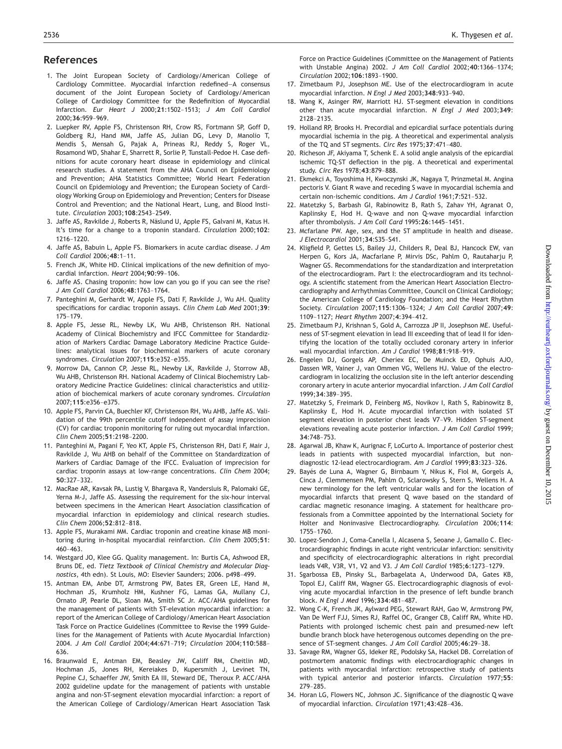## References

1. The Joint European Society of Cardiology/American College of Cardiology Committee. Myocardial infarction redefined—A consensus document of the Joint European Society of Cardiology/American College of Cardiology Committee for the Redefinition of Myocardial Infarction. *Eur Heart J* 2000;**21**:1502–1513; *J Am Coll Cardiol* 2000;**36**:959–969.
2. Luepker RV, Apple FS, Christenson RH, Crow RS, Fortmann SP, Goff D, Goldberg RJ, Hand MM, Jaffe AS, Julian DG, Levy D, Manolio T, Mendis S, Mensah G, Pajak A, Prineas RJ, Reddy S, Roger VL, Rosamond WD, Shahar E, Sharrett R, Sorlie P, Tunstall-Pedoe H. Case definitions for acute coronary heart disease in epidemiology and clinical research studies. A statement from the AHA Council on Epidemiology and Prevention; AHA Statistics Committee; World Heart Federation Council on Epidemiology and Prevention; the European Society of Cardiology Working Group on Epidemiology and Prevention; Centers for Disease Control and Prevention; and the National Heart, Lung, and Blood Institute. *Circulation* 2003;**108**:2543–2549.
3. Jaffe AS, Ravkilde J, Roberts R, Näslund U, Apple FS, Galvani M, Katus H. It's time for a change to a troponin standard. *Circulation* 2000;**102**:1216–1220.
4. Jaffe AS, Babuin L, Apple FS. Biomarkers in acute cardiac disease. *J Am Coll Cardiol* 2006;**48**:1–11.
5. French JK, White HD. Clinical implications of the new definition of myocardial infarction. *Heart* 2004;**90**:99–106.
6. Jaffe AS. Chasing troponin: how low can you go if you can see the rise? *J Am Coll Cardiol* 2006;**48**:1763–1764.
7. Panteghini M, Gerhardt W, Apple FS, Dati F, Ravkilde J, Wu AH. Quality specifications for cardiac troponin assays. *Clin Chem Lab Med* 2001;**39**:175–179.
8. Apple FS, Jesse RL, Newby LK, Wu AHB, Christenson RH. National Academy of Clinical Biochemistry and IFCC Committee for Standardization of Markers Cardiac Damage Laboratory Medicine Practice Guidelines: analytical issues for biochemical markers of acute coronary syndromes. *Circulation* 2007;**115**:e352–e355.
9. Morrow DA, Cannon CP, Jesse RL, Newby LK, Ravkilde J, Storrow AB, Wu AHB, Christenson RH. National Academy of Clinical Biochemistry Laboratory Medicine Practice Guidelines: clinical characteristics and utilization of biochemical markers of acute coronary syndromes. *Circulation* 2007;**115**:e356–e375.
10. Apple FS, Parvin CA, Buechler KF, Christenson RH, Wu AHB, Jaffe AS. Validation of the 99th percentile cutoff independent of assay imprecision (CV) for cardiac troponin monitoring for ruling out myocardial infarction. *Clin Chem* 2005;**51**:2198–2200.
11. Panteghini M, Pagani F, Yeo KT, Apple FS, Christenson RH, Dati F, Mair J, Ravkilde J, Wu AHB on behalf of the Committee on Standardization of Markers of Cardiac Damage of the IFCC. Evaluation of imprecision for cardiac troponin assays at low-range concentrations. *Clin Chem* 2004;**50**:327–332.
12. MacRae AR, Kavsak PA, Lustig V, Bhargava R, Vandersluis R, Palomaki GE, Yerna M-J, Jaffe AS. Assessing the requirement for the six-hour interval between specimens in the American Heart Association classification of myocardial infarction in epidemiology and clinical research studies. *Clin Chem* 2006;**52**:812–818.
13. Apple FS, Murakami MM. Cardiac troponin and creatine kinase MB monitoring during in-hospital myocardial reinfarction. *Clin Chem* 2005;**51**:460–463.
14. Westgard JO, Klee GG. Quality management. In: Burtis CA, Ashwood ER, Bruns DE, ed. *Tietz Textbook of Clinical Chemistry and Molecular Diagnostics*, 4th edn). St Louis, MO: Elsevier Saunders; 2006. p498–499.
15. Antman EM, Anbe DT, Armstrong PW, Bates ER, Green LE, Hand M, Hochman JS, Krumholz HM, Kushner FG, Lamas GA, Mullany CJ, Ornato JP, Pearle DL, Sloan MA, Smith SC Jr. ACC/AHA guidelines for the management of patients with ST-elevation myocardial infarction: a report of the American College of Cardiology/American Heart Association Task Force on Practice Guidelines (Committee to Revise the 1999 Guidelines for the Management of Patients with Acute Myocardial Infarction) 2004. *J Am Coll Cardiol* 2004;**44**:671–719; *Circulation* 2004;**110**:588–636.
16. Braunwald E, Antman EM, Beasley JW, Califf RM, Cheitlin MD, Hochman JS, Jones RH, Kereiakes D, Kupersmith J, Levinet TN, Pepine CJ, Schaeffer JW, Smith EA III, Steward DE, Theroux P. ACC/AHA 2002 guideline update for the management of patients with unstable angina and non-ST-segment elevation myocardial infarction: a report of the American College of Cardiology/American Heart Association Task Force on Practice Guidelines (Committee on the Management of Patients with Unstable Angina) 2002. *J Am Coll Cardiol* 2002;**40**:1366–1374; *Circulation* 2002;**106**:1893–1900.
17. Zimetbaum PJ, Josephson ME. Use of the electrocardiogram in acute myocardial infarction. *N Engl J Med* 2003;**348**:933–940.
18. Wang K, Asinger RW, Marriott HJ. ST-segment elevation in conditions other than acute myocardial infarction. *N Engl J Med* 2003;**349**:2128–2135.
19. Holland RP, Brooks H. Precordial and epicardial surface potentials during myocardial ischemia in the pig. A theoretical and experimental analysis of the TQ and ST segments. *Circ Res* 1975;**37**:471–480.
20. Richeson JF, Akiyama T, Schenk E. A solid angle analysis of the epicardial ischemic TQ-ST deflection in the pig. A theoretical and experimental study. *Circ Res* 1978;**43**:879–888.
21. Ekmekci A, Toyoshima H, Kwoczynski JK, Nagaya T, Prinzmetal M. Angina pectoris V. Giant R wave and receding S wave in myocardial ischemia and certain non-ischemic conditions. *Am J Cardiol* 1961;**7**:521–532.
22. Matetzky S, Barbash GI, Rabinowitz B, Rath S, Zahav YH, Agranat O, Kaplinsky E, Hod H. Q-wave and non Q-wave myocardial infarction after thrombolysis. *J Am Coll Card* 1995;**26**:1445–1451.
23. Mcfarlane PW. Age, sex, and the ST amplitude in health and disease. *J Electrocardiol* 2001;**34**:S35–S41.
24. Kligfield P, Gettes LS, Bailey JJ, Childers R, Deal BJ, Hancock EW, van Herpen G, Kors JA, Macfarlane P, Mirvis DSc, Pahlm O, Rautaharju P, Wagner GS. Recommendations for the standardization and interpretation of the electrocardiogram. Part I: the electrocardiogram and its technology. A scientific statement from the American Heart Association Electrocardiography and Arrhythmias Committee, Council on Clinical Cardiology; the American College of Cardiology Foundation; and the Heart Rhythm Society. *Circulation* 2007;**115**:1306–1324; *J Am Coll Cardiol* 2007;**49**:1109–1127; *Heart Rhythm* 2007;**4**:394–412.
25. Zimetbaum PJ, Krishnan S, Gold A, Carrozza JP II, Josephson ME. Usefulness of ST-segment elevation in lead III exceeding that of lead II for identifying the location of the totally occluded coronary artery in inferior wall myocardial infarction. *Am J Cardiol* 1998;**81**:918–919.
26. Engelen DJ, Gorgels AP, Cheriex EC, De Muinck ED, Ophuis AJO, Dassen WR, Vainer J, van Ommen VG, Wellens HJ. Value of the electrocardiogram in localizing the occlusion site in the left anterior descending coronary artery in acute anterior myocardial infarction. *J Am Coll Cardiol* 1999;**34**:389–395.
27. Matetzky S, Freimark D, Feinberg MS, Novikov I, Rath S, Rabinowitz B, Kaplinsky E, Hod H. Acute myocardial infarction with isolated ST segment elevation in posterior chest leads V7–V9. Hidden ST-segment elevations revealing acute posterior infarction. *J Am Coll Cardiol* 1999;**34**:748–753.
28. Agarwal JB, Khaw K, Aurignac F, LoCurto A. Importance of posterior chest leads in patients with suspected myocardial infarction, but nondiagnostic 12-lead electrocardiogram. *Am J Cardiol* 1999;**83**:323–326.
29. Bayés de Luna A, Wagner G, Birnbaum Y, Nikus K, Fiol M, Gorgels A, Cinca J, Clemmensen PM, Pahlm O, Sclarowsky S, Stern S, Wellens H. A new terminology for the left ventricular walls and for the location of myocardial infarcts that present Q wave based on the standard of cardiac magnetic resonance imaging. A statement for healthcare professionals from a Committee appointed by the International Society for Holter and Noninvasive Electrocardiography. *Circulation* 2006;**114**:1755–1760.
30. Lopez-Sendon J, Coma-Canella I, Alcasena S, Seoane J, Gamallo C. Electrocardiographic findings in acute right ventricular infarction: sensitivity and specificity of electrocardiographic alterations in right precordial leads V4R, V3R, V1, V2 and V3. *J Am Coll Cardiol* 1985;**6**:1273–1279.
31. Sgarbossa EB, Pinsky SL, Barbagelata A, Underwood DA, Gates KB, Topol EJ, Califf RM, Wagner GS. Electrocardiographic diagnosis of evolving acute myocardial infarction in the presence of left bundle branch block. *N Engl J Med* 1996;**334**:481–487.
32. Wong C-K, French JK, Aylward PEG, Stewart RAH, Gao W, Armstrong PW, Van De Werf FJJ, Simes RJ, Raffel OC, Granger CB, Califf RM, White HD. Patients with prolonged ischemic chest pain and presumed-new left bundle branch block have heterogenous outcomes depending on the presence of ST-segment changes. *J Am Coll Cardiol* 2005;**46**:29–38.
33. Savage RM, Wagner GS, Ideker RE, Podolsky SA, Hackel DB. Correlation of postmortem anatomic findings with electrocardiographic changes in patients with myocardial infarction: retrospective study of patients with typical anterior and posterior infarcts. *Circulation* 1977;**55**:279–285.
34. Horan LG, Flowers NC, Johnson JC. Significance of the diagnostic Q wave of myocardial infarction. *Circulation* 1971;**43**:428–436.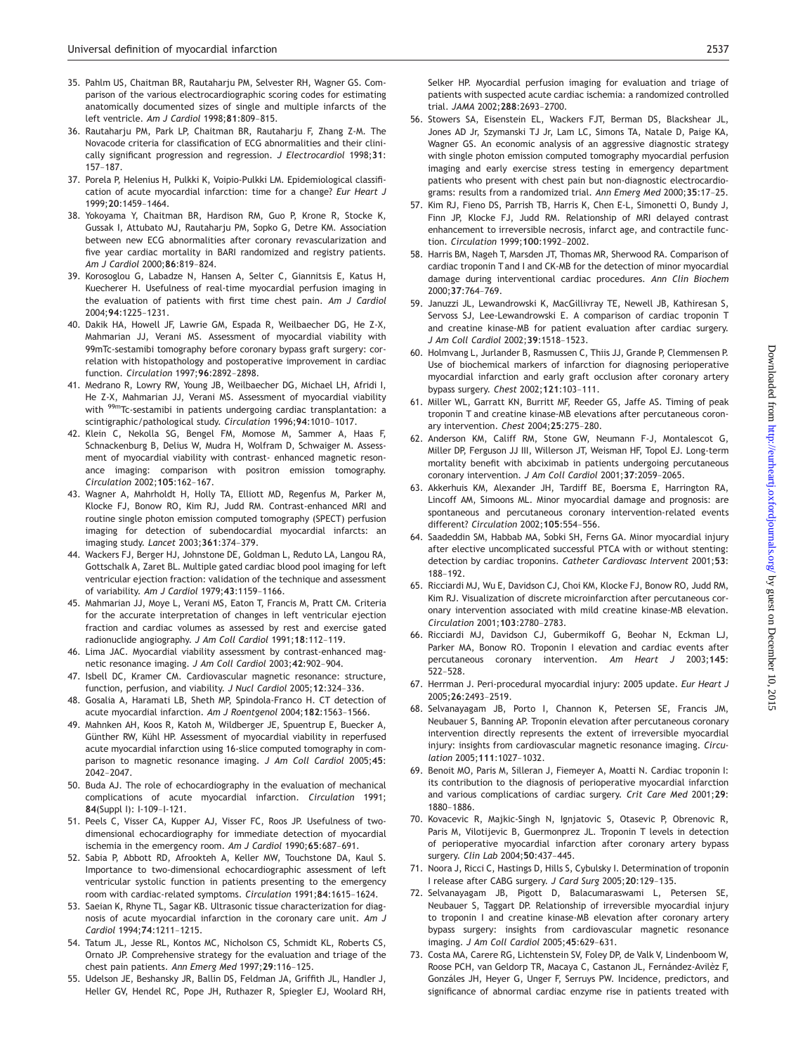35. Pahlm US, Chaitman BR, Rautaharju PM, Selvester RH, Wagner GS. Comparison of the various electrocardiographic scoring codes for estimating anatomically documented sizes of single and multiple infarcts of the left ventricle. *Am J Cardiol* 1998;**81**:809–815.
36. Rautaharju PM, Park LP, Chaitman BR, Rautaharju F, Zhang Z-M. The Novacode criteria for classification of ECG abnormalities and their clinically significant progression and regression. *J Electrocardiol* 1998;**31**: 157–187.
37. Porela P, Helenius H, Pulkki K, Voipio-Pulkki LM. Epidemiological classification of acute myocardial infarction: time for a change? *Eur Heart J* 1999;**20**:1459–1464.
38. Yokoyama Y, Chaitman BR, Hardison RM, Guo P, Krone R, Stocke K, Gussak I, Attubato MJ, Rautaharju PM, Sopko G, Detre KM. Association between new ECG abnormalities after coronary revascularization and five year cardiac mortality in BARI randomized and registry patients. *Am J Cardiol* 2000;**86**:819–824.
39. Korosoglou G, Labadze N, Hansen A, Selter C, Giannitsis E, Katus H, Kuecherer H. Usefulness of real-time myocardial perfusion imaging in the evaluation of patients with first time chest pain. *Am J Cardiol* 2004;**94**:1225–1231.
40. Dakik HA, Howell JF, Lawrie GM, Espada R, Weilbaecher DG, He Z-X, Mahmarian JJ, Verani MS. Assessment of myocardial viability with 99mTc-sestamibi tomography before coronary bypass graft surgery: correlation with histopathology and postoperative improvement in cardiac function. *Circulation* 1997;**96**:2892–2898.
41. Medrano R, Lowry RW, Young JB, Weilbaecher DG, Michael LH, Afridi I, He Z-X, Mahmarian JJ, Verani MS. Assessment of myocardial viability with $^{99m}$Tc-sestamibi in patients undergoing cardiac transplantation: a scintigraphic/pathological study. *Circulation* 1996;**94**:1010–1017.
42. Klein C, Nekolla SG, Bengel FM, Momose M, Sammer A, Haas F, Schnackenburg B, Delius W, Mudra H, Wolfram D, Schwaiger M. Assessment of myocardial viability with contrast- enhanced magnetic resonance imaging: comparison with positron emission tomography. *Circulation* 2002;**105**:162–167.
43. Wagner A, Mahrholdt H, Holly TA, Elliott MD, Regenfus M, Parker M, Klocke FJ, Bonow RO, Kim RJ, Judd RM. Contrast-enhanced MRI and routine single photon emission computed tomography (SPECT) perfusion imaging for detection of subendocardial myocardial infarcts: an imaging study. *Lancet* 2003;**361**:374–379.
44. Wackers FJ, Berger HJ, Johnstone DE, Goldman L, Reduto LA, Langou RA, Gottschalk A, Zaret BL. Multiple gated cardiac blood pool imaging for left ventricular ejection fraction: validation of the technique and assessment of variability. *Am J Cardiol* 1979;**43**:1159–1166.
45. Mahmarian JJ, Moye L, Verani MS, Eaton T, Francis M, Pratt CM. Criteria for the accurate interpretation of changes in left ventricular ejection fraction and cardiac volumes as assessed by rest and exercise gated radionuclide angiography. *J Am Coll Cardiol* 1991;**18**:112–119.
46. Lima JAC. Myocardial viability assessment by contrast-enhanced magnetic resonance imaging. *J Am Coll Cardiol* 2003;**42**:902–904.
47. Isbell DC, Kramer CM. Cardiovascular magnetic resonance: structure, function, perfusion, and viability. *J Nucl Cardiol* 2005;**12**:324–336.
48. Gosalia A, Haramati LB, Sheth MP, Spindola-Franco H. CT detection of acute myocardial infarction. *Am J Roentgenol* 2004;**182**:1563–1566.
49. Mahnken AH, Koos R, Katoh M, Wildberger JE, Spuentrup E, Buecker A, Günther RW, Kühl HP. Assessment of myocardial viability in reperfused acute myocardial infarction using 16-slice computed tomography in comparison to magnetic resonance imaging. *J Am Coll Cardiol* 2005;**45**: 2042–2047.
50. Buda AJ. The role of echocardiography in the evaluation of mechanical complications of acute myocardial infarction. *Circulation* 1991; **84**(Suppl I): I-109–I-121.
51. Peels C, Visser CA, Kupper AJ, Visser FC, Roos JP. Usefulness of two-dimensional echocardiography for immediate detection of myocardial ischemia in the emergency room. *Am J Cardiol* 1990;**65**:687–691.
52. Sabia P, Abbott RD, Afrookteh A, Keller MW, Touchstone DA, Kaul S. Importance to two-dimensional echocardiographic assessment of left ventricular systolic function in patients presenting to the emergency room with cardiac-related symptoms. *Circulation* 1991;**84**:1615–1624.
53. Saeian K, Rhyne TL, Sagar KB. Ultrasonic tissue characterization for diagnosis of acute myocardial infarction in the coronary care unit. *Am J Cardiol* 1994;**74**:1211–1215.
54. Tatum JL, Jesse RL, Kontos MC, Nicholson CS, Schmidt KL, Roberts CS, Ornato JP. Comprehensive strategy for the evaluation and triage of the chest pain patients. *Ann Emerg Med* 1997;**29**:116–125.
55. Udelson JE, Beshansky JR, Ballin DS, Feldman JA, Griffith JL, Handler J, Heller GV, Hendel RC, Pope JH, Ruthazer R, Spiegler EJ, Woolard RH, Selker HP. Myocardial perfusion imaging for evaluation and triage of patients with suspected acute cardiac ischemia: a randomized controlled trial. *JAMA* 2002;**288**:2693–2700.
56. Stowers SA, Eisenstein EL, Wackers FJT, Berman DS, Blackshear JL, Jones AD Jr, Szymanski TJ Jr, Lam LC, Simons TA, Natale D, Paige KA, Wagner GS. An economic analysis of an aggressive diagnostic strategy with single photon emission computed tomography myocardial perfusion imaging and early exercise stress testing in emergency department patients who present with chest pain but non-diagnostic electrocardiograms: results from a randomized trial. *Ann Emerg Med* 2000;**35**:17–25.
57. Kim RJ, Fieno DS, Parrish TB, Harris K, Chen E-L, Simonetti O, Bundy J, Finn JP, Klocke FJ, Judd RM. Relationship of MRI delayed contrast enhancement to irreversible necrosis, infarct age, and contractile function. *Circulation* 1999;**100**:1992–2002.
58. Harris BM, Nageh T, Marsden JT, Thomas MR, Sherwood RA. Comparison of cardiac troponin T and I and CK-MB for the detection of minor myocardial damage during interventional cardiac procedures. *Ann Clin Biochem* 2000;**37**:764–769.
59. Januzzi JL, Lewandrowski K, MacGillivray TE, Newell JB, Kathiresan S, Servoss SJ, Lee-Lewandrowski E. A comparison of cardiac troponin T and creatine kinase-MB for patient evaluation after cardiac surgery. *J Am Coll Cardiol* 2002;**39**:1518–1523.
60. Holmvang L, Jurlander B, Rasmussen C, Thiis JJ, Grande P, Clemmensen P. Use of biochemical markers of infarction for diagnosing perioperative myocardial infarction and early graft occlusion after coronary artery bypass surgery. *Chest* 2002;**121**:103–111.
61. Miller WL, Garratt KN, Burritt MF, Reeder GS, Jaffe AS. Timing of peak troponin T and creatine kinase-MB elevations after percutaneous coronary intervention. *Chest* 2004;**25**:275–280.
62. Anderson KM, Califf RM, Stone GW, Neumann F-J, Montalescot G, Miller DP, Ferguson JJ III, Willerson JT, Weisman HF, Topol EJ. Long-term mortality benefit with abciximab in patients undergoing percutaneous coronary intervention. *J Am Coll Cardiol* 2001;**37**:2059–2065.
63. Akkerhuis KM, Alexander JH, Tardiff BE, Boersma E, Harrington RA, Lincoff AM, Simoons ML. Minor myocardial damage and prognosis: are spontaneous and percutaneous coronary intervention-related events different? *Circulation* 2002;**105**:554–556.
64. Saadeddin SM, Habbab MA, Sobki SH, Ferns GA. Minor myocardial injury after elective uncomplicated successful PTCA with or without stenting: detection by cardiac troponins. *Catheter Cardiovasc Intervent* 2001;**53**: 188–192.
65. Ricciardi MJ, Wu E, Davidson CJ, Choi KM, Klocke FJ, Bonow RO, Judd RM, Kim RJ. Visualization of discrete microinfarction after percutaneous coronary intervention associated with mild creatine kinase-MB elevation. *Circulation* 2001;**103**:2780–2783.
66. Ricciardi MJ, Davidson CJ, Gubermikoff G, Beohar N, Eckman LJ, Parker MA, Bonow RO. Troponin I elevation and cardiac events after percutaneous coronary intervention. *Am Heart J* 2003;**145**: 522–528.
67. Herrman J. Peri-procedural myocardial injury: 2005 update. *Eur Heart J* 2005;**26**:2493–2519.
68. Selvanayagam JB, Porto I, Channon K, Petersen SE, Francis JM, Neubauer S, Banning AP. Troponin elevation after percutaneous coronary intervention directly represents the extent of irreversible myocardial injury: insights from cardiovascular magnetic resonance imaging. *Circulation* 2005;**111**:1027–1032.
69. Benoit MO, Paris M, Silleran J, Fiemeyer A, Moatti N. Cardiac troponin I: its contribution to the diagnosis of perioperative myocardial infarction and various complications of cardiac surgery. *Crit Care Med* 2001;**29**: 1880–1886.
70. Kovacevic R, Majkic-Singh N, Ignjatovic S, Otasevic P, Obrenovic R, Paris M, Vilotijevic B, Guermonprez JL. Troponin T levels in detection of perioperative myocardial infarction after coronary artery bypass surgery. *Clin Lab* 2004;**50**:437–445.
71. Noora J, Ricci C, Hastings D, Hills S, Cybulsky I. Determination of troponin I release after CABG surgery. *J Card Surg* 2005;**20**:129–135.
72. Selvanayagam JB, Pigott D, Balacumaraswami L, Petersen SE, Neubauer S, Taggart DP. Relationship of irreversible myocardial injury to troponin I and creatine kinase-MB elevation after coronary artery bypass surgery: insights from cardiovascular magnetic resonance imaging. *J Am Coll Cardiol* 2005;**45**:629–631.
73. Costa MA, Carere RG, Lichtenstein SV, Foley DP, de Valk V, Lindenboom W, Roose PCH, van Geldorp TR, Macaya C, Castanon JL, Fernández-Avilèz F, Gonzáles JH, Heyer G, Unger F, Serruys PW. Incidence, predictors, and significance of abnormal cardiac enzyme rise in patients treated with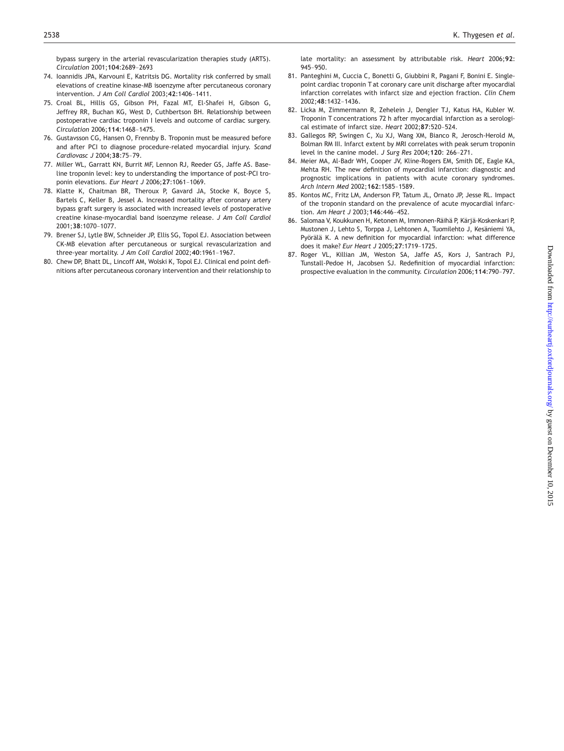bypass surgery in the arterial revascularization therapies study (ARTS). *Circulation* 2001;**104**:2689–2693

74. Ioannidis JPA, Karvouni E, Katritsis DG. Mortality risk conferred by small elevations of creatine kinase-MB isoenzyme after percutaneous coronary intervention. *J Am Coll Cardiol* 2003;**42**:1406–1411.
75. Croal BL, Hillis GS, Gibson PH, Fazal MT, El-Shafei H, Gibson G, Jeffrey RR, Buchan KG, West D, Cuthbertson BH. Relationship between postoperative cardiac troponin I levels and outcome of cardiac surgery. *Circulation* 2006;**114**:1468–1475.
76. Gustavsson CG, Hansen O, Frennby B. Troponin must be measured before and after PCI to diagnose procedure-related myocardial injury. *Scand Cardiovasc J* 2004;**38**:75–79.
77. Miller WL, Garratt KN, Burrit MF, Lennon RJ, Reeder GS, Jaffe AS. Baseline troponin level: key to understanding the importance of post-PCI troponin elevations. *Eur Heart J* 2006;**27**:1061–1069.
78. Klatte K, Chaitman BR, Theroux P, Gavard JA, Stocke K, Boyce S, Bartels C, Keller B, Jessel A. Increased mortality after coronary artery bypass graft surgery is associated with increased levels of postoperative creatine kinase-myocardial band isoenzyme release. *J Am Coll Cardiol* 2001;**38**:1070–1077.
79. Brener SJ, Lytle BW, Schneider JP, Ellis SG, Topol EJ. Association between CK-MB elevation after percutaneous or surgical revascularization and three-year mortality. *J Am Coll Cardiol* 2002;**40**:1961–1967.
80. Chew DP, Bhatt DL, Lincoff AM, Wolski K, Topol EJ. Clinical end point definitions after percutaneous coronary intervention and their relationship to late mortality: an assessment by attributable risk. *Heart* 2006;**92**: 945–950.
81. Panteghini M, Cuccia C, Bonetti G, Giubbini R, Pagani F, Bonini E. Single-point cardiac troponin T at coronary care unit discharge after myocardial infarction correlates with infarct size and ejection fraction. *Clin Chem* 2002;**48**:1432–1436.
82. Licka M, Zimmermann R, Zehelein J, Dengler TJ, Katus HA, Kubler W. Troponin T concentrations 72 h after myocardial infarction as a serological estimate of infarct size. *Heart* 2002;**87**:520–524.
83. Gallegos RP, Swingen C, Xu XJ, Wang XM, Bianco R, Jerosch-Herold M, Bolman RM III. Infarct extent by MRI correlates with peak serum troponin level in the canine model. *J Surg Res* 2004;**120**: 266–271.
84. Meier MA, Al-Badr WH, Cooper JV, Kline-Rogers EM, Smith DE, Eagle KA, Mehta RH. The new definition of myocardial infarction: diagnostic and prognostic implications in patients with acute coronary syndromes. *Arch Intern Med* 2002;**162**:1585–1589.
85. Kontos MC, Fritz LM, Anderson FP, Tatum JL, Ornato JP, Jesse RL. Impact of the troponin standard on the prevalence of acute myocardial infarction. *Am Heart J* 2003;**146**:446–452.
86. Salomaa V, Koukkunen H, Ketonen M, Immonen-Räihä P, Kärjä-Koskenkari P, Mustonen J, Lehto S, Torppa J, Lehtonen A, Tuomilehto J, Kesäniemi YA, Pyörälä K. A new definition for myocardial infarction: what difference does it make? *Eur Heart J* 2005;**27**:1719–1725.
87. Roger VL, Killian JM, Weston SA, Jaffe AS, Kors J, Santrach PJ, Tunstall-Pedoe H, Jacobsen SJ. Redefinition of myocardial infarction: prospective evaluation in the community. *Circulation* 2006;**114**:790–797.